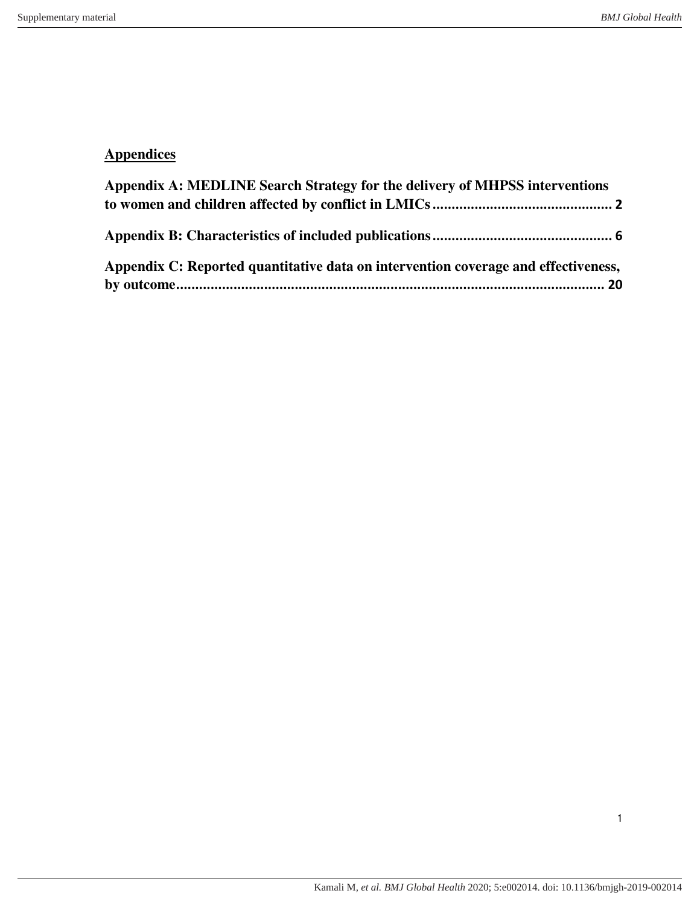## Appendices

**Appendix A: MEDLINE Search Strategy for the delivery of MHPSS interventions to women and children affected by conflict in LMICs .............................................. 2**

**Appendix B: Characteristics of included publications .............................................. 6**

**Appendix C: Reported quantitative data on intervention coverage and effectiveness, by outcome ................................................................................................................ 20**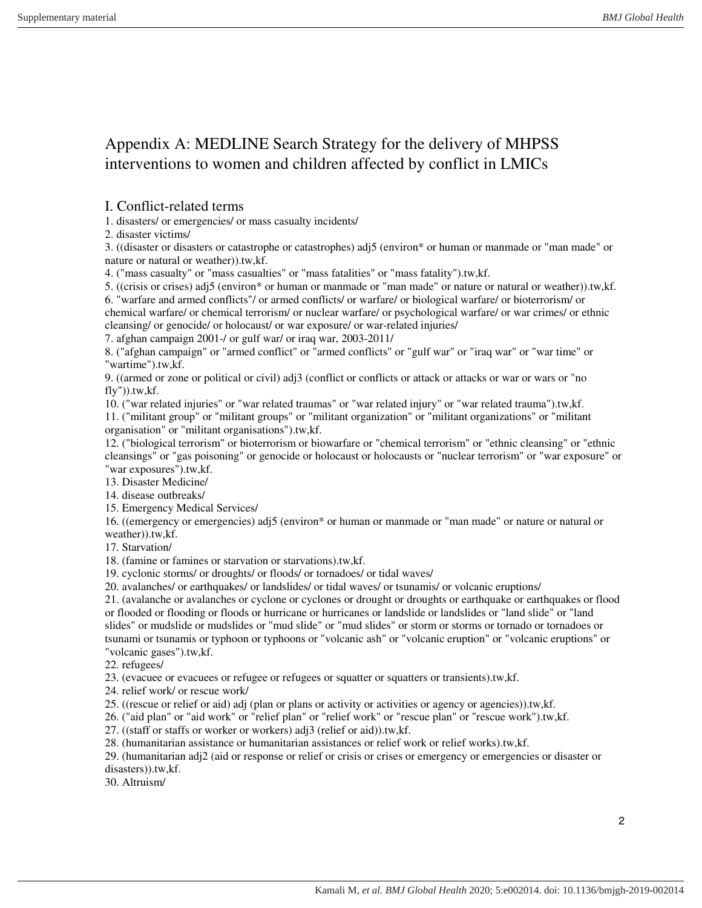# Appendix A: MEDLINE Search Strategy for the delivery of MHPSS interventions to women and children affected by conflict in LMICs

## I. Conflict-related terms

1. disasters/ or emergencies/ or mass casualty incidents/
2. disaster victims/
3. ((disaster or disasters or catastrophe or catastrophes) adj5 (environ* or human or manmade or "man made" or nature or natural or weather)).tw,kf.
4. ("mass casualty" or "mass casualties" or "mass fatalities" or "mass fatality").tw,kf.
5. ((crisis or crises) adj5 (environ* or human or manmade or "man made" or nature or natural or weather)).tw,kf.
6. "warfare and armed conflicts"/ or armed conflicts/ or warfare/ or biological warfare/ or bioterrorism/ or chemical warfare/ or chemical terrorism/ or nuclear warfare/ or psychological warfare/ or war crimes/ or ethnic cleansing/ or genocide/ or holocaust/ or war exposure/ or war-related injuries/
7. afghan campaign 2001-/ or gulf war/ or iraq war, 2003-2011/
8. ("afghan campaign" or "armed conflict" or "armed conflicts" or "gulf war" or "iraq war" or "war time" or "wartime").tw,kf.
9. ((armed or zone or political or civil) adj3 (conflict or conflicts or attack or attacks or war or wars or "no fly")).tw,kf.
10. ("war related injuries" or "war related traumas" or "war related injury" or "war related trauma").tw,kf.
11. ("militant group" or "militant groups" or "militant organization" or "militant organizations" or "militant organisation" or "militant organisations").tw,kf.
12. ("biological terrorism" or bioterrorism or biowarfare or "chemical terrorism" or "ethnic cleansing" or "ethnic cleansings" or "gas poisoning" or genocide or holocaust or holocausts or "nuclear terrorism" or "war exposure" or "war exposures").tw,kf.
13. Disaster Medicine/
14. disease outbreaks/
15. Emergency Medical Services/
16. ((emergency or emergencies) adj5 (environ* or human or manmade or "man made" or nature or natural or weather)).tw,kf.
17. Starvation/
18. (famine or famines or starvation or starvations).tw,kf.
19. cyclonic storms/ or droughts/ or floods/ or tornadoes/ or tidal waves/
20. avalanches/ or earthquakes/ or landslides/ or tidal waves/ or tsunamis/ or volcanic eruptions/
21. (avalanche or avalanches or cyclone or cyclones or drought or droughts or earthquake or earthquakes or flood or flooded or flooding or floods or hurricane or hurricanes or landslide or landslides or "land slide" or "land slides" or mudslide or mudslides or "mud slide" or "mud slides" or storm or storms or tornado or tornadoes or tsunami or tsunamis or typhoon or typhoons or "volcanic ash" or "volcanic eruption" or "volcanic eruptions" or "volcanic gases").tw,kf.
22. refugees/
23. (evacuee or evacuees or refugee or refugees or squatter or squatters or transients).tw,kf.
24. relief work/ or rescue work/
25. ((rescue or relief or aid) adj (plan or plans or activity or activities or agency or agencies)).tw,kf.
26. ("aid plan" or "aid work" or "relief plan" or "relief work" or "rescue plan" or "rescue work").tw,kf.
27. ((staff or staffs or worker or workers) adj3 (relief or aid)).tw,kf.
28. (humanitarian assistance or humanitarian assistances or relief work or relief works).tw,kf.
29. (humanitarian adj2 (aid or response or relief or crisis or crises or emergency or emergencies or disaster or disasters)).tw,kf.
30. Altruism/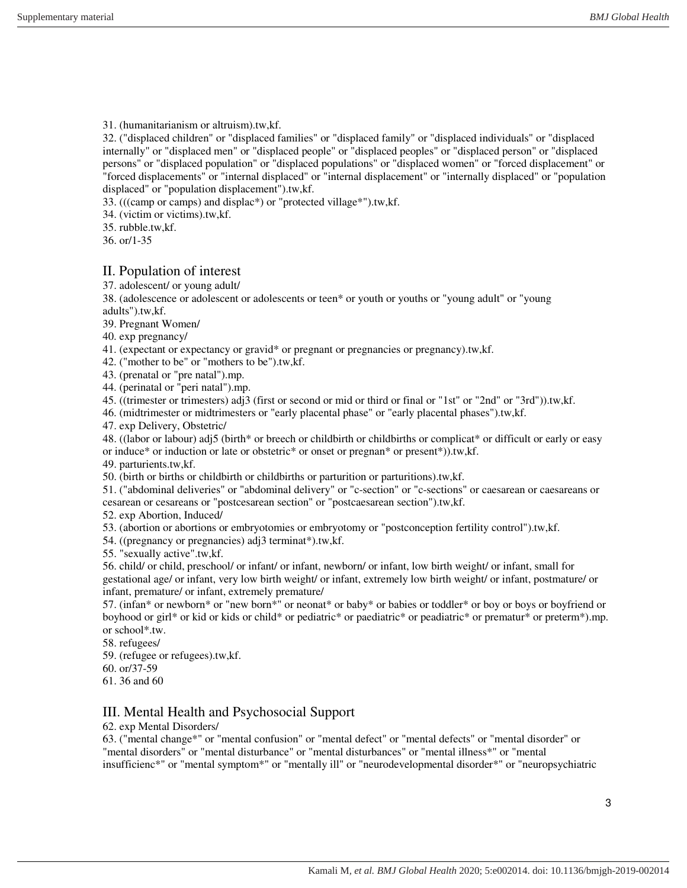31. (humanitarianism or altruism).tw,kf.
32. ("displaced children" or "displaced families" or "displaced family" or "displaced individuals" or "displaced internally" or "displaced men" or "displaced people" or "displaced peoples" or "displaced person" or "displaced persons" or "displaced population" or "displaced populations" or "displaced women" or "forced displacement" or "forced displacements" or "internal displaced" or "internal displacement" or "internally displaced" or "population displaced" or "population displacement").tw,kf.
33. (((camp or camps) and displac*) or "protected village*").tw,kf.
34. (victim or victims).tw,kf.
35. rubble.tw,kf.
36. or/1-35

## II. Population of interest

37. adolescent/ or young adult/
38. (adolescence or adolescent or adolescents or teen* or youth or youths or "young adult" or "young adults").tw,kf.
39. Pregnant Women/
40. exp pregnancy/
41. (expectant or expectancy or gravid* or pregnant or pregnancies or pregnancy).tw,kf.
42. ("mother to be" or "mothers to be").tw,kf.
43. (prenatal or "pre natal").mp.
44. (perinatal or "peri natal").mp.
45. ((trimester or trimesters) adj3 (first or second or mid or third or final or "1st" or "2nd" or "3rd")).tw,kf.
46. (midtrimester or midtrimesters or "early placental phase" or "early placental phases").tw,kf.
47. exp Delivery, Obstetric/
48. ((labor or labour) adj5 (birth* or breech or childbirth or childbirths or complicat* or difficult or early or easy or induce* or induction or late or obstetric* or onset or pregnan* or present*)).tw,kf.
49. parturients.tw,kf.
50. (birth or births or childbirth or childbirths or parturition or parturitions).tw,kf.
51. ("abdominal deliveries" or "abdominal delivery" or "c-section" or "c-sections" or caesarean or caesareans or cesarean or cesareans or "postcesarean section" or "postcaesarean section").tw,kf.
52. exp Abortion, Induced/
53. (abortion or abortions or embryotomies or embryotomy or "postconception fertility control").tw,kf.
54. ((pregnancy or pregnancies) adj3 terminat*).tw,kf.
55. "sexually active".tw,kf.
56. child/ or child, preschool/ or infant/ or infant, newborn/ or infant, low birth weight/ or infant, small for gestational age/ or infant, very low birth weight/ or infant, extremely low birth weight/ or infant, postmature/ or infant, premature/ or infant, extremely premature/
57. (infan* or newborn* or "new born*" or neonat* or baby* or babies or toddler* or boy or boys or boyfriend or boyhood or girl* or kid or kids or child* or pediatric* or paediatric* or peadiatric* or prematur* or preterm*).mp. or school*.tw.
58. refugees/
59. (refugee or refugees).tw,kf.
60. or/37-59
61. 36 and 60

## III. Mental Health and Psychosocial Support

62. exp Mental Disorders/
63. ("mental change*" or "mental confusion" or "mental defect" or "mental defects" or "mental disorder" or "mental disorders" or "mental disturbance" or "mental disturbances" or "mental illness*" or "mental insufficienc*" or "mental symptom*" or "mentally ill" or "neurodevelopmental disorder*" or "neuropsychiatric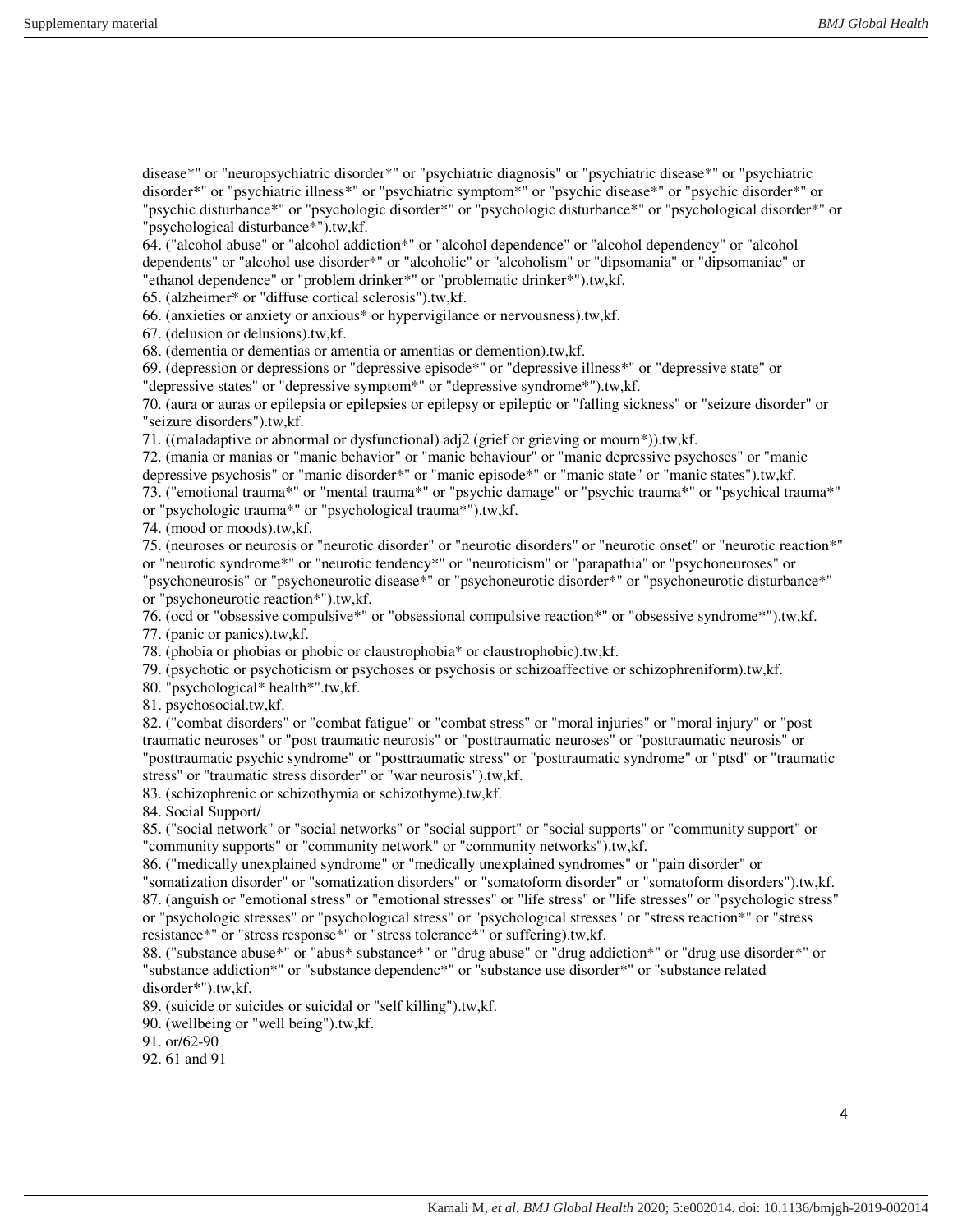disease*" or "neuropsychiatric disorder*" or "psychiatric diagnosis" or "psychiatric disease*" or "psychiatric disorder*" or "psychiatric illness*" or "psychiatric symptom*" or "psychic disease*" or "psychic disorder*" or "psychic disturbance*" or "psychologic disorder*" or "psychologic disturbance*" or "psychological disorder*" or "psychological disturbance*").tw,kf.

64. ("alcohol abuse" or "alcohol addiction*" or "alcohol dependence" or "alcohol dependency" or "alcohol dependents" or "alcohol use disorder*" or "alcoholic" or "alcoholism" or "dipsomania" or "dipsomaniac" or "ethanol dependence" or "problem drinker*" or "problematic drinker*").tw,kf.

65. (alzheimer* or "diffuse cortical sclerosis").tw,kf.

66. (anxieties or anxiety or anxious* or hypervigilance or nervousness).tw,kf.

67. (delusion or delusions).tw,kf.

68. (dementia or dementias or amentia or amentias or demention).tw,kf.

69. (depression or depressions or "depressive episode*" or "depressive illness*" or "depressive state" or "depressive states" or "depressive symptom*" or "depressive syndrome*").tw,kf.

70. (aura or auras or epilepsia or epilepsies or epilepsy or epileptic or "falling sickness" or "seizure disorder" or "seizure disorders").tw,kf.

71. ((maladaptive or abnormal or dysfunctional) adj2 (grief or grieving or mourn*)).tw,kf.

72. (mania or manias or "manic behavior" or "manic behaviour" or "manic depressive psychoses" or "manic depressive psychosis" or "manic disorder*" or "manic episode*" or "manic state" or "manic states").tw,kf.

73. ("emotional trauma*" or "mental trauma*" or "psychic damage" or "psychic trauma*" or "psychical trauma*" or "psychologic trauma*" or "psychological trauma*").tw,kf.

74. (mood or moods).tw,kf.

75. (neuroses or neurosis or "neurotic disorder" or "neurotic disorders" or "neurotic onset" or "neurotic reaction*" or "neurotic syndrome*" or "neurotic tendency*" or "neuroticism" or "parapathia" or "psychoneuroses" or "psychoneurosis" or "psychoneurotic disease*" or "psychoneurotic disorder*" or "psychoneurotic disturbance*" or "psychoneurotic reaction*").tw,kf.

76. (ocd or "obsessive compulsive*" or "obsessional compulsive reaction*" or "obsessive syndrome*").tw,kf.

77. (panic or panics).tw,kf.

78. (phobia or phobias or phobic or claustrophobia* or claustrophobic).tw,kf.

79. (psychotic or psychoticism or psychoses or psychosis or schizoaffective or schizophreniform).tw,kf.

80. "psychological* health*".tw,kf.

81. psychosocial.tw,kf.

82. ("combat disorders" or "combat fatigue" or "combat stress" or "moral injuries" or "moral injury" or "post traumatic neuroses" or "post traumatic neurosis" or "posttraumatic neuroses" or "posttraumatic neurosis" or "posttraumatic psychic syndrome" or "posttraumatic stress" or "posttraumatic syndrome" or "ptsd" or "traumatic stress" or "traumatic stress disorder" or "war neurosis").tw,kf.

83. (schizophrenic or schizothymia or schizothyme).tw,kf.

84. Social Support/

85. ("social network" or "social networks" or "social support" or "social supports" or "community support" or "community supports" or "community network" or "community networks").tw,kf.

86. ("medically unexplained syndrome" or "medically unexplained syndromes" or "pain disorder" or "somatization disorder" or "somatization disorders" or "somatoform disorder" or "somatoform disorders").tw,kf.

87. (anguish or "emotional stress" or "emotional stresses" or "life stress" or "life stresses" or "psychologic stress" or "psychologic stresses" or "psychological stress" or "psychological stresses" or "stress reaction*" or "stress resistance*" or "stress response*" or "stress tolerance*" or suffering).tw,kf.

88. ("substance abuse*" or "abus* substance*" or "drug abuse" or "drug addiction*" or "drug use disorder*" or "substance addiction*" or "substance dependenc*" or "substance use disorder*" or "substance related disorder*").tw,kf.

89. (suicide or suicides or suicidal or "self killing").tw,kf.

90. (wellbeing or "well being").tw,kf.

91. or/62-90

92. 61 and 91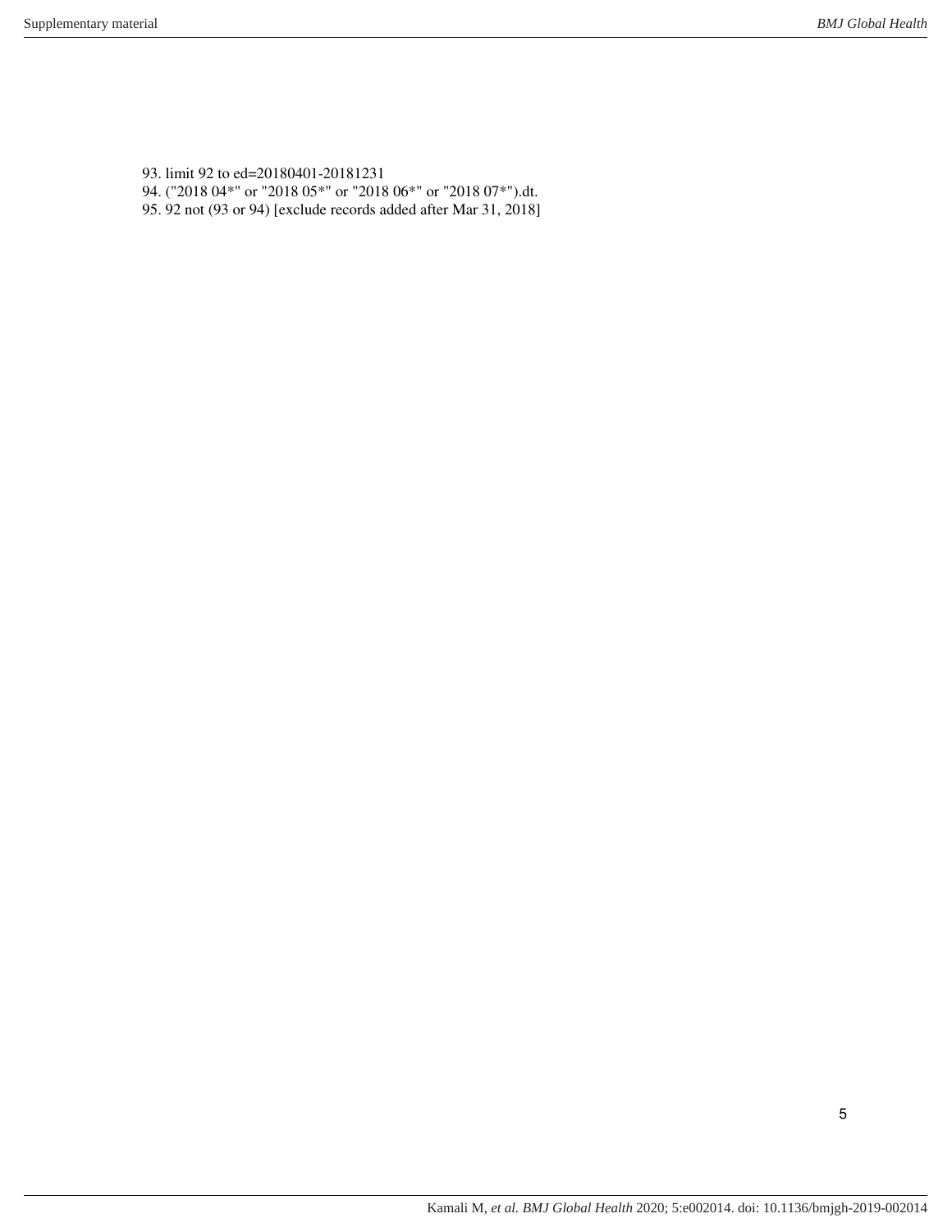93. limit 92 to ed=20180401-20181231
94. ("2018 04*" or "2018 05*" or "2018 06*" or "2018 07*").dt.
95. 92 not (93 or 94) [exclude records added after Mar 31, 2018]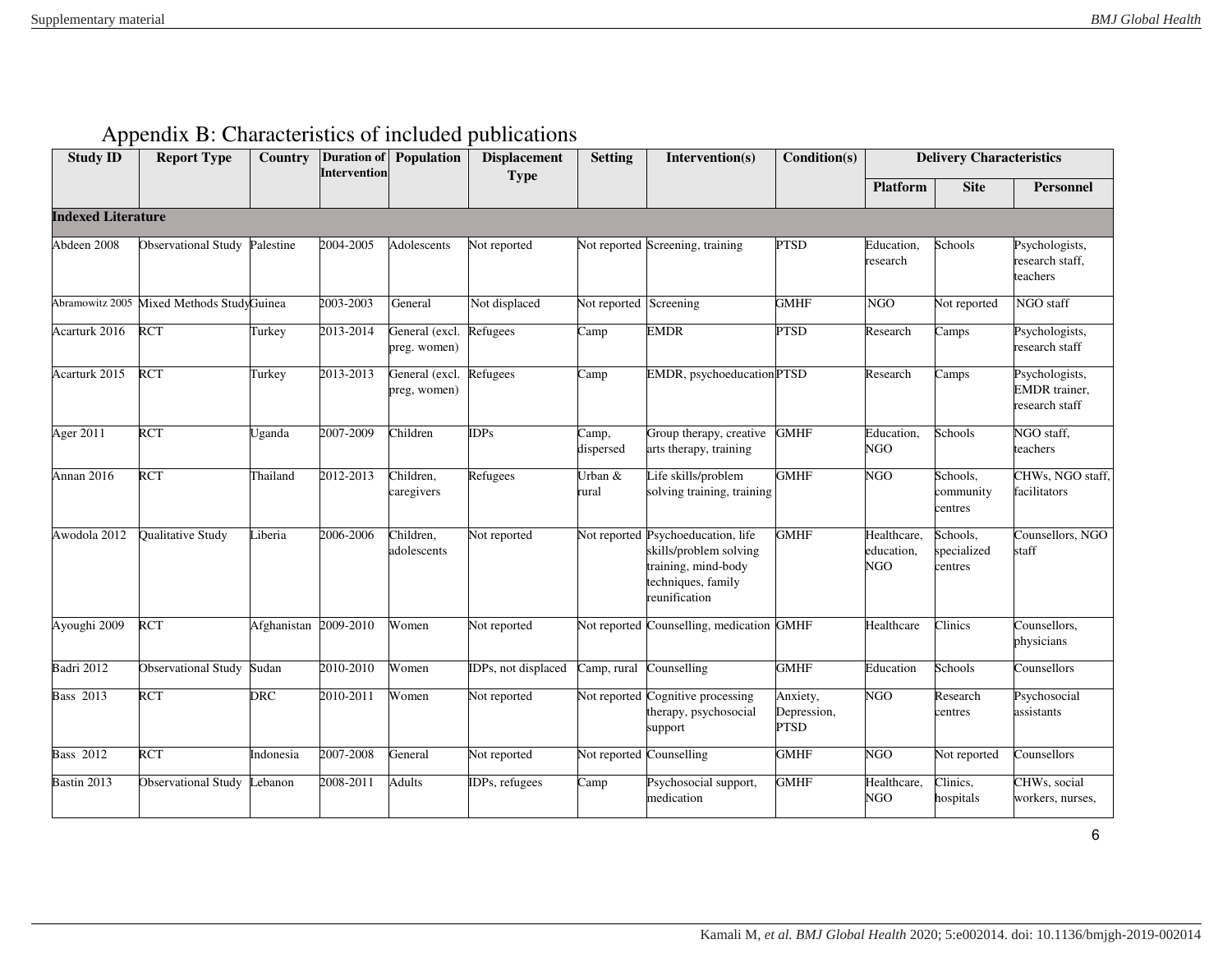# Appendix B: Characteristics of included publications

| Study ID | Report Type | Country | Duration of Intervention | Population | Displacement Type | Setting | Intervention(s) | Condition(s) | Delivery Characteristics | | |
|---|---|---|---|---|---|---|---|---|---|---|---|
| | | | | | | | | | Platform | Site | Personnel |
| **Indexed Literature** | | | | | | | | | | | |
| Abdeen 2008 | Observational Study | Palestine | 2004-2005 | Adolescents | Not reported | Not reported | Screening, training | PTSD | Education, research | Schools | Psychologists, research staff, teachers |
| Abramowitz 2005 | Mixed Methods Study | Guinea | 2003-2003 | General | Not displaced | Not reported | Screening | GMHF | NGO | Not reported | NGO staff |
| Acarturk 2016 | RCT | Turkey | 2013-2014 | General (excl. preg. women) | Refugees | Camp | EMDR | PTSD | Research | Camps | Psychologists, research staff |
| Acarturk 2015 | RCT | Turkey | 2013-2013 | General (excl. preg, women) | Refugees | Camp | EMDR, psychoeducation | PTSD | Research | Camps | Psychologists, EMDR trainer, research staff |
| Ager 2011 | RCT | Uganda | 2007-2009 | Children | IDPs | Camp, dispersed | Group therapy, creative arts therapy, training | GMHF | Education, NGO | Schools | NGO staff, teachers |
| Annan 2016 | RCT | Thailand | 2012-2013 | Children, caregivers | Refugees | Urban & rural | Life skills/problem solving training, training | GMHF | NGO | Schools, community centres | CHWs, NGO staff, facilitators |
| Awodola 2012 | Qualitative Study | Liberia | 2006-2006 | Children, adolescents | Not reported | Not reported | Psychoeducation, life skills/problem solving training, mind-body techniques, family reunification | GMHF | Healthcare, education, NGO | Schools, specialized centres | Counsellors, NGO staff |
| Ayoughi 2009 | RCT | Afghanistan | 2009-2010 | Women | Not reported | Not reported | Counselling, medication | GMHF | Healthcare | Clinics | Counsellors, physicians |
| Badri 2012 | Observational Study | Sudan | 2010-2010 | Women | IDPs, not displaced | Camp, rural | Counselling | GMHF | Education | Schools | Counsellors |
| Bass 2013 | RCT | DRC | 2010-2011 | Women | Not reported | Not reported | Cognitive processing therapy, psychosocial support | Anxiety, Depression, PTSD | NGO | Research centres | Psychosocial assistants |
| Bass 2012 | RCT | Indonesia | 2007-2008 | General | Not reported | Not reported | Counselling | GMHF | NGO | Not reported | Counsellors |
| Bastin 2013 | Observational Study | Lebanon | 2008-2011 | Adults | IDPs, refugees | Camp | Psychosocial support, medication | GMHF | Healthcare, NGO | Clinics, hospitals | CHWs, social workers, nurses, |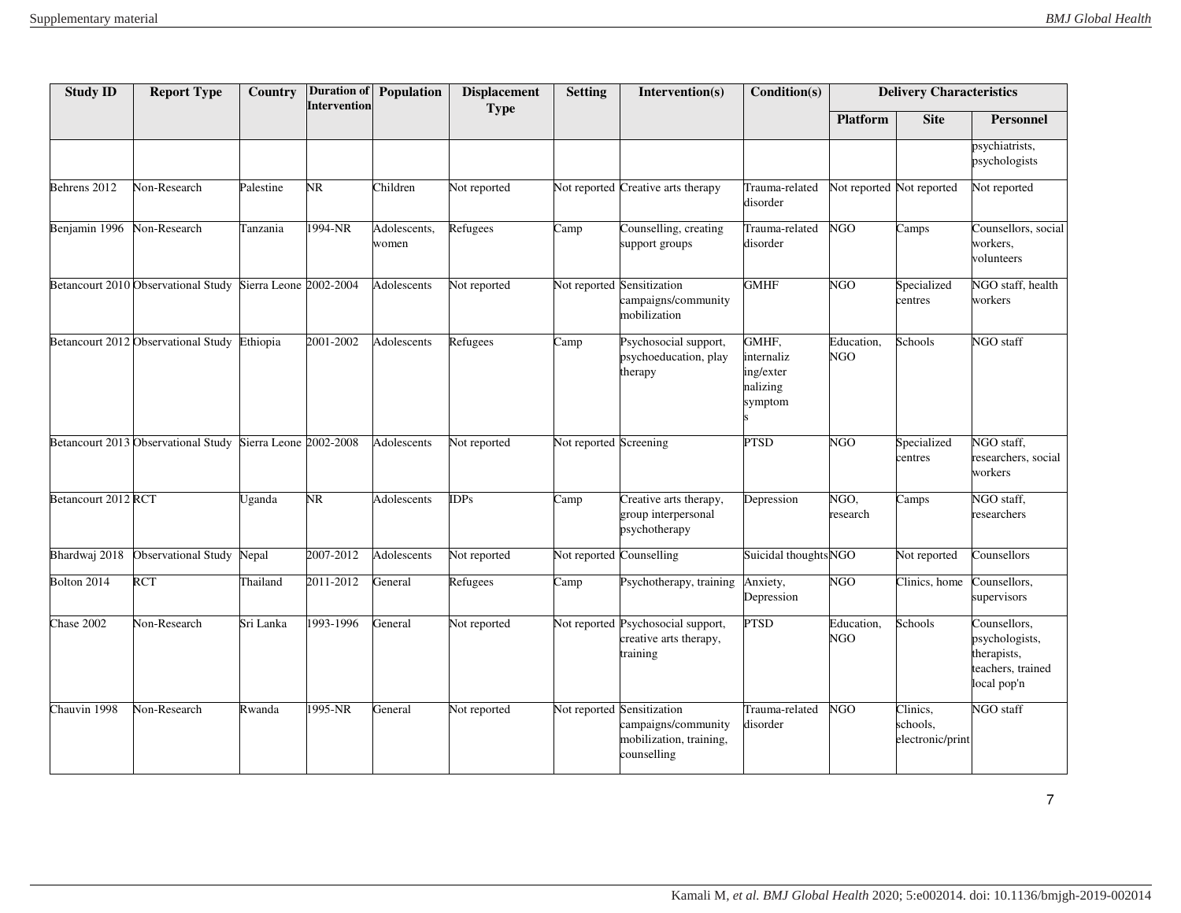| Study ID | Report Type | Country | Duration of Intervention | Population | Displacement Type | Setting | Intervention(s) | Condition(s) | Delivery Characteristics | | |
|---|---|---|---|---|---|---|---|---|---|---|---|
| | | | | | | | | | Platform | Site | Personnel |
| | | | | | | | | | | | psychiatrists, psychologists |
| Behrens 2012 | Non-Research | Palestine | NR | Children | Not reported | Not reported | Creative arts therapy | Trauma-related disorder | Not reported | Not reported | Not reported |
| Benjamin 1996 | Non-Research | Tanzania | 1994-NR | Adolescents, women | Refugees | Camp | Counselling, creating support groups | Trauma-related disorder | NGO | Camps | Counsellors, social workers, volunteers |
| Betancourt 2010 | Observational Study | Sierra Leone | 2002-2004 | Adolescents | Not reported | Not reported | Sensitization campaigns/community mobilization | GMHF | NGO | Specialized centres | NGO staff, health workers |
| Betancourt 2012 | Observational Study | Ethiopia | 2001-2002 | Adolescents | Refugees | Camp | Psychosocial support, psychoeducation, play therapy | GMHF, internalizing/externalizing symptoms | Education, NGO | Schools | NGO staff |
| Betancourt 2013 | Observational Study | Sierra Leone | 2002-2008 | Adolescents | Not reported | Not reported | Screening | PTSD | NGO | Specialized centres | NGO staff, researchers, social workers |
| Betancourt 2012 | RCT | Uganda | NR | Adolescents | IDPs | Camp | Creative arts therapy, group interpersonal psychotherapy | Depression | NGO, research | Camps | NGO staff, researchers |
| Bhardwaj 2018 | Observational Study | Nepal | 2007-2012 | Adolescents | Not reported | Not reported | Counselling | Suicidal thoughts | NGO | Not reported | Counsellors |
| Bolton 2014 | RCT | Thailand | 2011-2012 | General | Refugees | Camp | Psychotherapy, training | Anxiety, Depression | NGO | Clinics, home | Counsellors, supervisors |
| Chase 2002 | Non-Research | Sri Lanka | 1993-1996 | General | Not reported | Not reported | Psychosocial support, creative arts therapy, training | PTSD | Education, NGO | Schools | Counsellors, psychologists, therapists, teachers, trained local pop'n |
| Chauvin 1998 | Non-Research | Rwanda | 1995-NR | General | Not reported | Not reported | Sensitization campaigns/community mobilization, training, counselling | Trauma-related disorder | NGO | Clinics, schools, electronic/print | NGO staff |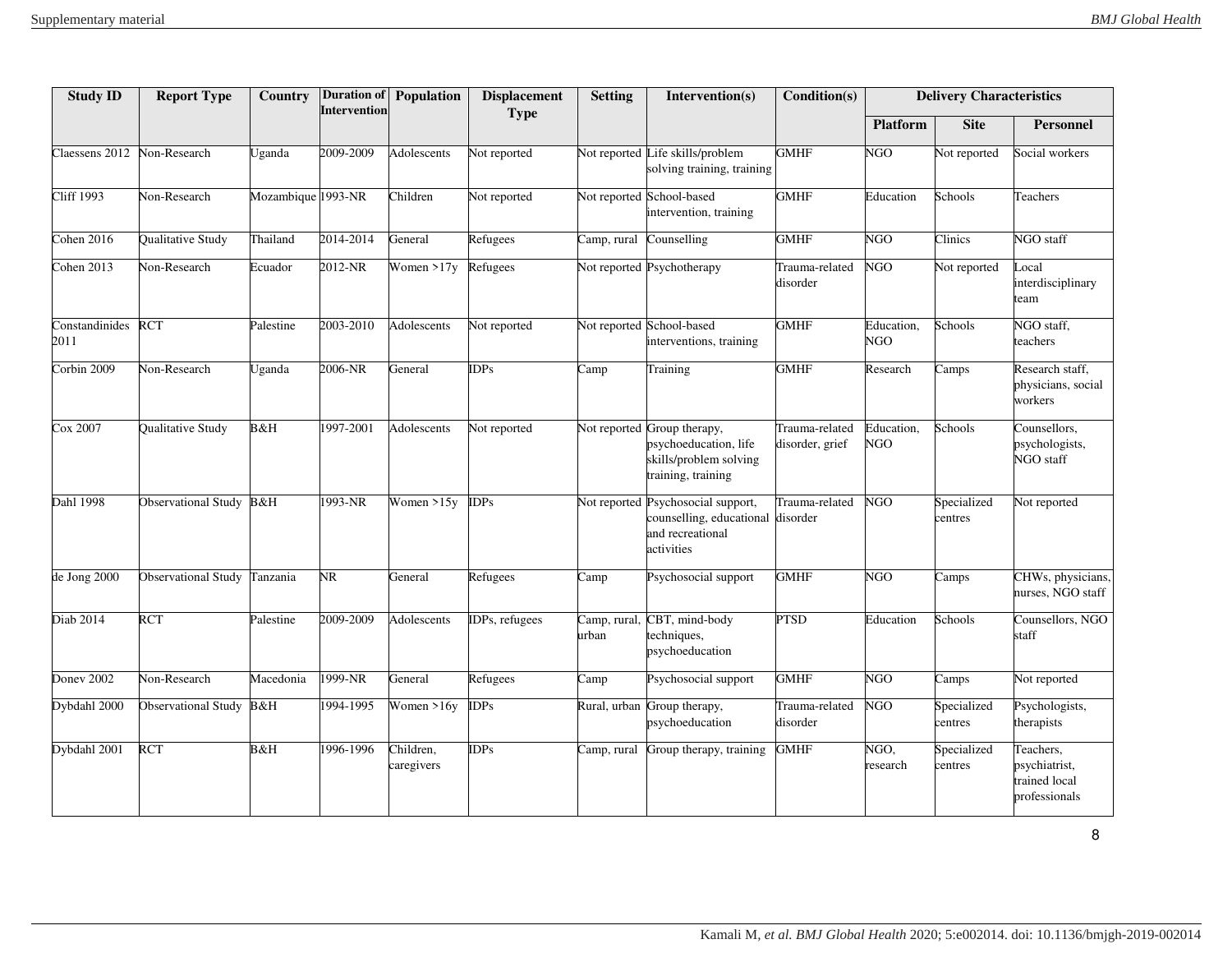| Study ID | Report Type | Country | Duration of Intervention | Population | Displacement Type | Setting | Intervention(s) | Condition(s) | Delivery Characteristics | | |
|---|---|---|---|---|---|---|---|---|---|---|---|
| | | | | | | | | | Platform | Site | Personnel |
| Claessens 2012 | Non-Research | Uganda | 2009-2009 | Adolescents | Not reported | Not reported | Life skills/problem solving training, training | GMHF | NGO | Not reported | Social workers |
| Cliff 1993 | Non-Research | Mozambique | 1993-NR | Children | Not reported | Not reported | School-based intervention, training | GMHF | Education | Schools | Teachers |
| Cohen 2016 | Qualitative Study | Thailand | 2014-2014 | General | Refugees | Camp, rural | Counselling | GMHF | NGO | Clinics | NGO staff |
| Cohen 2013 | Non-Research | Ecuador | 2012-NR | Women >17y | Refugees | Not reported | Psychotherapy | Trauma-related disorder | NGO | Not reported | Local interdisciplinary team |
| Constandinides 2011 | RCT | Palestine | 2003-2010 | Adolescents | Not reported | Not reported | School-based interventions, training | GMHF | Education, NGO | Schools | NGO staff, teachers |
| Corbin 2009 | Non-Research | Uganda | 2006-NR | General | IDPs | Camp | Training | GMHF | Research | Camps | Research staff, physicians, social workers |
| Cox 2007 | Qualitative Study | B&H | 1997-2001 | Adolescents | Not reported | Not reported | Group therapy, psychoeducation, life skills/problem solving training, training | Trauma-related disorder, grief | Education, NGO | Schools | Counsellors, psychologists, NGO staff |
| Dahl 1998 | Observational Study | B&H | 1993-NR | Women >15y | IDPs | Not reported | Psychosocial support, counselling, educational and recreational activities | Trauma-related disorder | NGO | Specialized centres | Not reported |
| de Jong 2000 | Observational Study | Tanzania | NR | General | Refugees | Camp | Psychosocial support | GMHF | NGO | Camps | CHWs, physicians, nurses, NGO staff |
| Diab 2014 | RCT | Palestine | 2009-2009 | Adolescents | IDPs, refugees | Camp, rural, urban | CBT, mind-body techniques, psychoeducation | PTSD | Education | Schools | Counsellors, NGO staff |
| Donev 2002 | Non-Research | Macedonia | 1999-NR | General | Refugees | Camp | Psychosocial support | GMHF | NGO | Camps | Not reported |
| Dybdahl 2000 | Observational Study | B&H | 1994-1995 | Women >16y | IDPs | Rural, urban | Group therapy, psychoeducation | Trauma-related disorder | NGO | Specialized centres | Psychologists, therapists |
| Dybdahl 2001 | RCT | B&H | 1996-1996 | Children, caregivers | IDPs | Camp, rural | Group therapy, training | GMHF | NGO, research | Specialized centres | Teachers, psychiatrist, trained local professionals |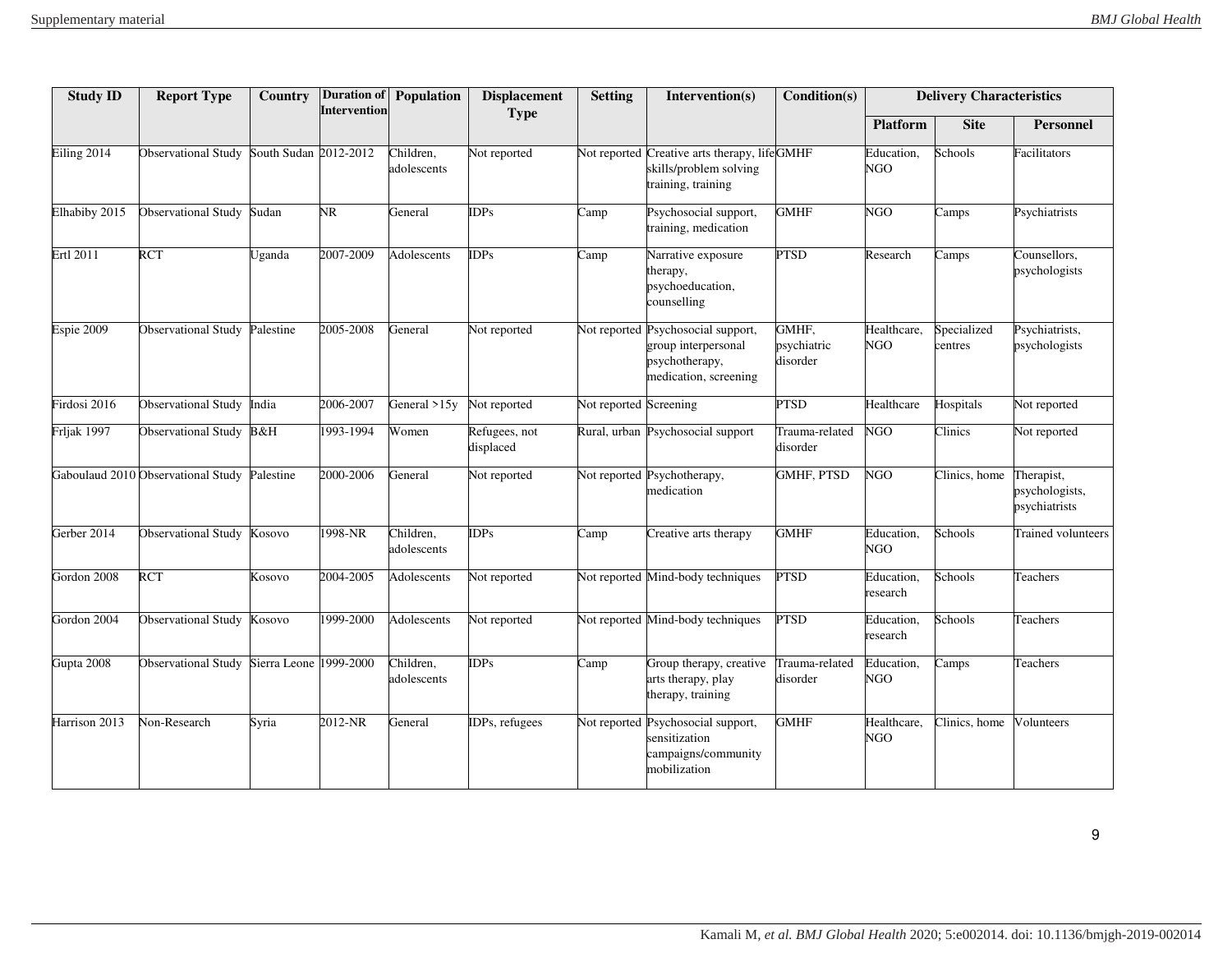| Study ID | Report Type | Country | Duration of Intervention | Population | Displacement Type | Setting | Intervention(s) | Condition(s) | Delivery Characteristics | | |
|---|---|---|---|---|---|---|---|---|---|---|---|
| | | | | | | | | | Platform | Site | Personnel |
| Eiling 2014 | Observational Study | South Sudan | 2012-2012 | Children, adolescents | Not reported | Not reported | Creative arts therapy, life skills/problem solving training, training | GMHF | Education, NGO | Schools | Facilitators |
| Elhabiby 2015 | Observational Study | Sudan | NR | General | IDPs | Camp | Psychosocial support, training, medication | GMHF | NGO | Camps | Psychiatrists |
| Ertl 2011 | RCT | Uganda | 2007-2009 | Adolescents | IDPs | Camp | Narrative exposure therapy, psychoeducation, counselling | PTSD | Research | Camps | Counsellors, psychologists |
| Espie 2009 | Observational Study | Palestine | 2005-2008 | General | Not reported | Not reported | Psychosocial support, group interpersonal psychotherapy, medication, screening | GMHF, psychiatric disorder | Healthcare, NGO | Specialized centres | Psychiatrists, psychologists |
| Firdosi 2016 | Observational Study | India | 2006-2007 | General >15y | Not reported | Not reported | Screening | PTSD | Healthcare | Hospitals | Not reported |
| Frljak 1997 | Observational Study | B&H | 1993-1994 | Women | Refugees, not displaced | Rural, urban | Psychosocial support | Trauma-related disorder | NGO | Clinics | Not reported |
| Gaboulaud 2010 | Observational Study | Palestine | 2000-2006 | General | Not reported | Not reported | Psychotherapy, medication | GMHF, PTSD | NGO | Clinics, home | Therapist, psychologists, psychiatrists |
| Gerber 2014 | Observational Study | Kosovo | 1998-NR | Children, adolescents | IDPs | Camp | Creative arts therapy | GMHF | Education, NGO | Schools | Trained volunteers |
| Gordon 2008 | RCT | Kosovo | 2004-2005 | Adolescents | Not reported | Not reported | Mind-body techniques | PTSD | Education, research | Schools | Teachers |
| Gordon 2004 | Observational Study | Kosovo | 1999-2000 | Adolescents | Not reported | Not reported | Mind-body techniques | PTSD | Education, research | Schools | Teachers |
| Gupta 2008 | Observational Study | Sierra Leone | 1999-2000 | Children, adolescents | IDPs | Camp | Group therapy, creative arts therapy, play therapy, training | Trauma-related disorder | Education, NGO | Camps | Teachers |
| Harrison 2013 | Non-Research | Syria | 2012-NR | General | IDPs, refugees | Not reported | Psychosocial support, sensitization campaigns/community mobilization | GMHF | Healthcare, NGO | Clinics, home | Volunteers |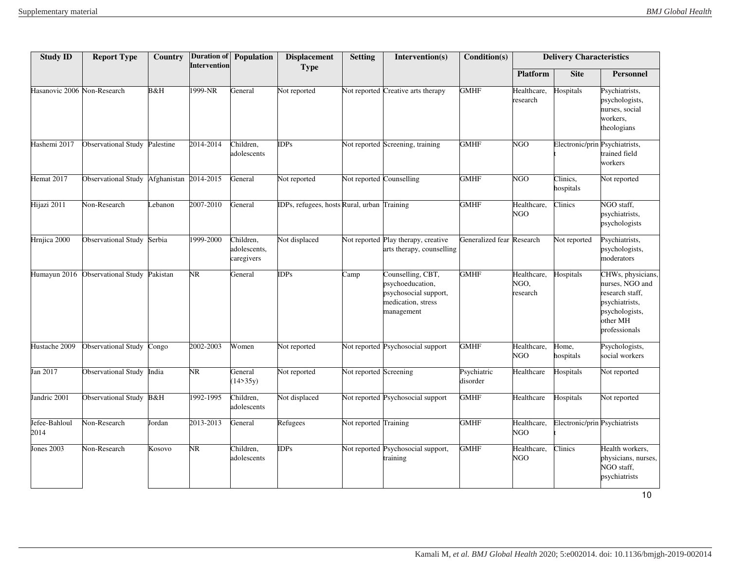| Study ID | Report Type | Country | Duration of Intervention | Population | Displacement Type | Setting | Intervention(s) | Condition(s) | Delivery Characteristics | | |
|---|---|---|---|---|---|---|---|---|---|---|---|
| | | | | | | | | | Platform | Site | Personnel |
| Hasanovic 2006 | Non-Research | B&H | 1999-NR | General | Not reported | Not reported | Creative arts therapy | GMHF | Healthcare, research | Hospitals | Psychiatrists, psychologists, nurses, social workers, theologians |
| Hashemi 2017 | Observational Study | Palestine | 2014-2014 | Children, adolescents | IDPs | Not reported | Screening, training | GMHF | NGO | Electronic/print | Psychiatrists, trained field workers |
| Hemat 2017 | Observational Study | Afghanistan | 2014-2015 | General | Not reported | Not reported | Counselling | GMHF | NGO | Clinics, hospitals | Not reported |
| Hijazi 2011 | Non-Research | Lebanon | 2007-2010 | General | IDPs, refugees, hosts | Rural, urban | Training | GMHF | Healthcare, NGO | Clinics | NGO staff, psychiatrists, psychologists |
| Hrnjica 2000 | Observational Study | Serbia | 1999-2000 | Children, adolescents, caregivers | Not displaced | Not reported | Play therapy, creative arts therapy, counselling | Generalized fear | Research | Not reported | Psychiatrists, psychologists, moderators |
| Humayun 2016 | Observational Study | Pakistan | NR | General | IDPs | Camp | Counselling, CBT, psychoeducation, psychosocial support, medication, stress management | GMHF | Healthcare, NGO, research | Hospitals | CHWs, physicians, nurses, NGO and research staff, psychiatrists, psychologists, other MH professionals |
| Hustache 2009 | Observational Study | Congo | 2002-2003 | Women | Not reported | Not reported | Psychosocial support | GMHF | Healthcare, NGO | Home, hospitals | Psychologists, social workers |
| Jan 2017 | Observational Study | India | NR | General (14>35y) | Not reported | Not reported | Screening | Psychiatric disorder | Healthcare | Hospitals | Not reported |
| Jandric 2001 | Observational Study | B&H | 1992-1995 | Children, adolescents | Not displaced | Not reported | Psychosocial support | GMHF | Healthcare | Hospitals | Not reported |
| Jefee-Bahloul 2014 | Non-Research | Jordan | 2013-2013 | General | Refugees | Not reported | Training | GMHF | Healthcare, NGO | Electronic/print | Psychiatrists |
| Jones 2003 | Non-Research | Kosovo | NR | Children, adolescents | IDPs | Not reported | Psychosocial support, training | GMHF | Healthcare, NGO | Clinics | Health workers, physicians, nurses, NGO staff, psychiatrists |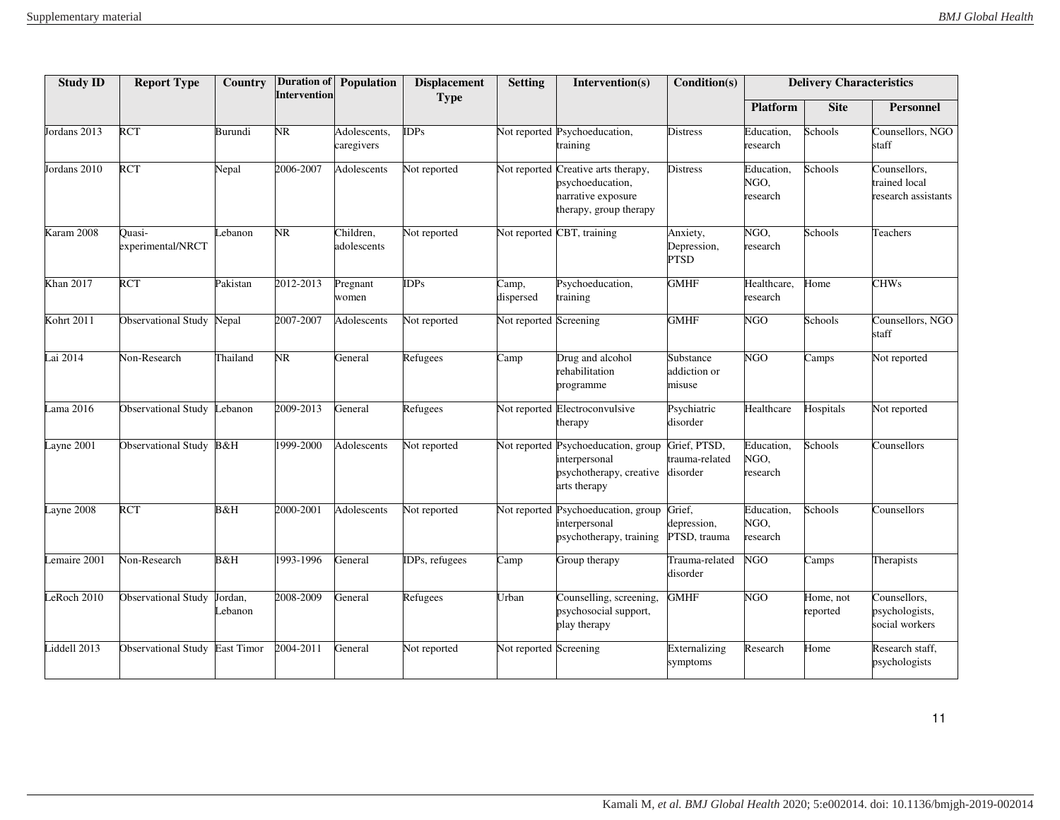| Study ID | Report Type | Country | Duration of Intervention | Population | Displacement Type | Setting | Intervention(s) | Condition(s) | Delivery Characteristics | | |
|---|---|---|---|---|---|---|---|---|---|---|---|
| | | | | | | | | | Platform | Site | Personnel |
| Jordans 2013 | RCT | Burundi | NR | Adolescents, caregivers | IDPs | Not reported | Psychoeducation, training | Distress | Education, research | Schools | Counsellors, NGO staff |
| Jordans 2010 | RCT | Nepal | 2006-2007 | Adolescents | Not reported | Not reported | Creative arts therapy, psychoeducation, narrative exposure therapy, group therapy | Distress | Education, NGO, research | Schools | Counsellors, trained local research assistants |
| Karam 2008 | Quasi-experimental/NRCT | Lebanon | NR | Children, adolescents | Not reported | Not reported | CBT, training | Anxiety, Depression, PTSD | NGO, research | Schools | Teachers |
| Khan 2017 | RCT | Pakistan | 2012-2013 | Pregnant women | IDPs | Camp, dispersed | Psychoeducation, training | GMHF | Healthcare, research | Home | CHWs |
| Kohrt 2011 | Observational Study | Nepal | 2007-2007 | Adolescents | Not reported | Not reported | Screening | GMHF | NGO | Schools | Counsellors, NGO staff |
| Lai 2014 | Non-Research | Thailand | NR | General | Refugees | Camp | Drug and alcohol rehabilitation programme | Substance addiction or misuse | NGO | Camps | Not reported |
| Lama 2016 | Observational Study | Lebanon | 2009-2013 | General | Refugees | Not reported | Electroconvulsive therapy | Psychiatric disorder | Healthcare | Hospitals | Not reported |
| Layne 2001 | Observational Study | B&H | 1999-2000 | Adolescents | Not reported | Not reported | Psychoeducation, group interpersonal psychotherapy, creative arts therapy | Grief, PTSD, trauma-related disorder | Education, NGO, research | Schools | Counsellors |
| Layne 2008 | RCT | B&H | 2000-2001 | Adolescents | Not reported | Not reported | Psychoeducation, group interpersonal psychotherapy, training | Grief, depression, PTSD, trauma | Education, NGO, research | Schools | Counsellors |
| Lemaire 2001 | Non-Research | B&H | 1993-1996 | General | IDPs, refugees | Camp | Group therapy | Trauma-related disorder | NGO | Camps | Therapists |
| LeRoch 2010 | Observational Study | Jordan, Lebanon | 2008-2009 | General | Refugees | Urban | Counselling, screening, psychosocial support, play therapy | GMHF | NGO | Home, not reported | Counsellors, psychologists, social workers |
| Liddell 2013 | Observational Study | East Timor | 2004-2011 | General | Not reported | Not reported | Screening | Externalizing symptoms | Research | Home | Research staff, psychologists |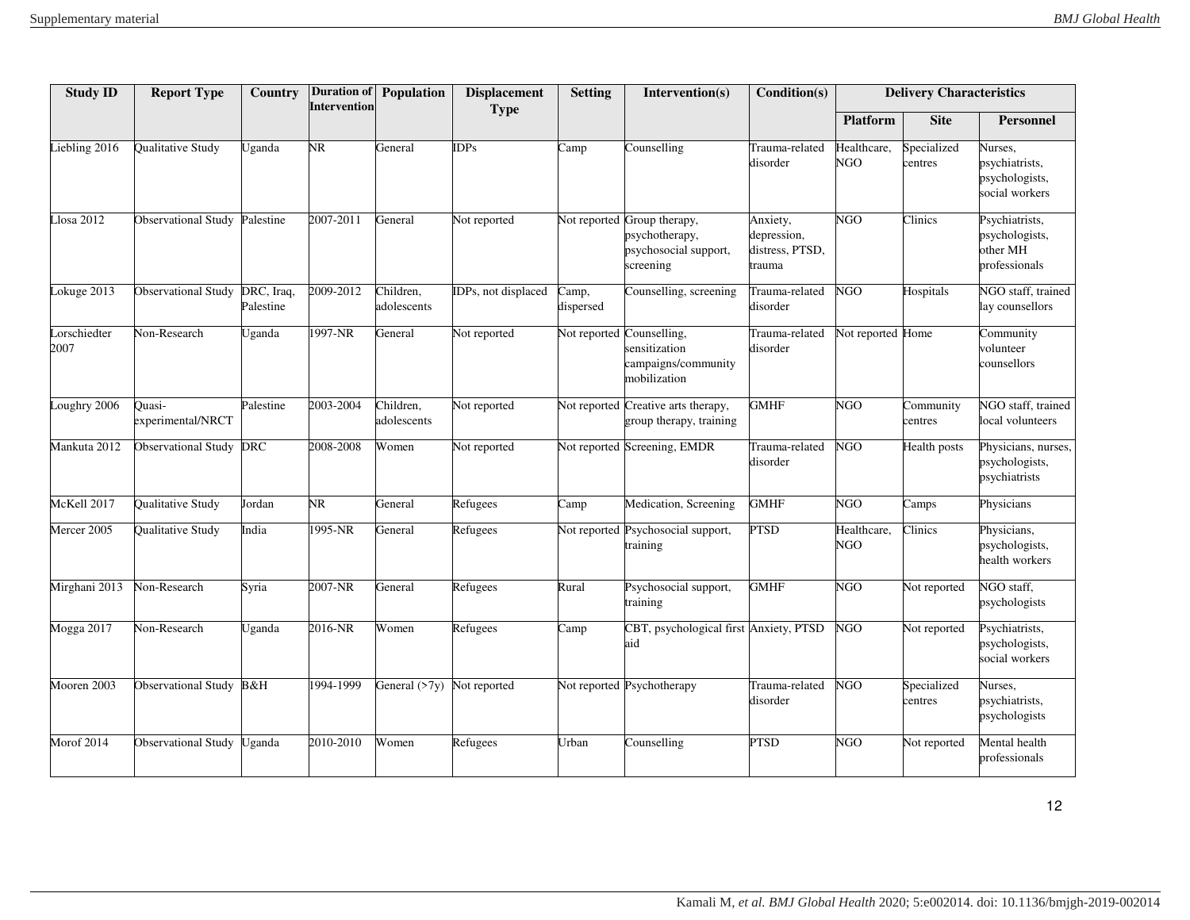| Study ID | Report Type | Country | Duration of Intervention | Population | Displacement Type | Setting | Intervention(s) | Condition(s) | Delivery Characteristics | | |
|---|---|---|---|---|---|---|---|---|---|---|---|
| | | | | | | | | | Platform | Site | Personnel |
| Liebling 2016 | Qualitative Study | Uganda | NR | General | IDPs | Camp | Counselling | Trauma-related disorder | Healthcare, NGO | Specialized centres | Nurses, psychiatrists, psychologists, social workers |
| Llosa 2012 | Observational Study | Palestine | 2007-2011 | General | Not reported | Not reported | Group therapy, psychotherapy, psychosocial support, screening | Anxiety, depression, distress, PTSD, trauma | NGO | Clinics | Psychiatrists, psychologists, other MH professionals |
| Lokuge 2013 | Observational Study | DRC, Iraq, Palestine | 2009-2012 | Children, adolescents | IDPs, not displaced | Camp, dispersed | Counselling, screening | Trauma-related disorder | NGO | Hospitals | NGO staff, trained lay counsellors |
| Lorschiedter 2007 | Non-Research | Uganda | 1997-NR | General | Not reported | Not reported | Counselling, sensitization campaigns/community mobilization | Trauma-related disorder | Not reported | Home | Community volunteer counsellors |
| Loughry 2006 | Quasi-experimental/NRCT | Palestine | 2003-2004 | Children, adolescents | Not reported | Not reported | Creative arts therapy, group therapy, training | GMHF | NGO | Community centres | NGO staff, trained local volunteers |
| Mankuta 2012 | Observational Study | DRC | 2008-2008 | Women | Not reported | Not reported | Screening, EMDR | Trauma-related disorder | NGO | Health posts | Physicians, nurses, psychologists, psychiatrists |
| McKell 2017 | Qualitative Study | Jordan | NR | General | Refugees | Camp | Medication, Screening | GMHF | NGO | Camps | Physicians |
| Mercer 2005 | Qualitative Study | India | 1995-NR | General | Refugees | Not reported | Psychosocial support, training | PTSD | Healthcare, NGO | Clinics | Physicians, psychologists, health workers |
| Mirghani 2013 | Non-Research | Syria | 2007-NR | General | Refugees | Rural | Psychosocial support, training | GMHF | NGO | Not reported | NGO staff, psychologists |
| Mogga 2017 | Non-Research | Uganda | 2016-NR | Women | Refugees | Camp | CBT, psychological first aid | Anxiety, PTSD | NGO | Not reported | Psychiatrists, psychologists, social workers |
| Mooren 2003 | Observational Study | B&H | 1994-1999 | General (>7y) | Not reported | Not reported | Psychotherapy | Trauma-related disorder | NGO | Specialized centres | Nurses, psychiatrists, psychologists |
| Morof 2014 | Observational Study | Uganda | 2010-2010 | Women | Refugees | Urban | Counselling | PTSD | NGO | Not reported | Mental health professionals |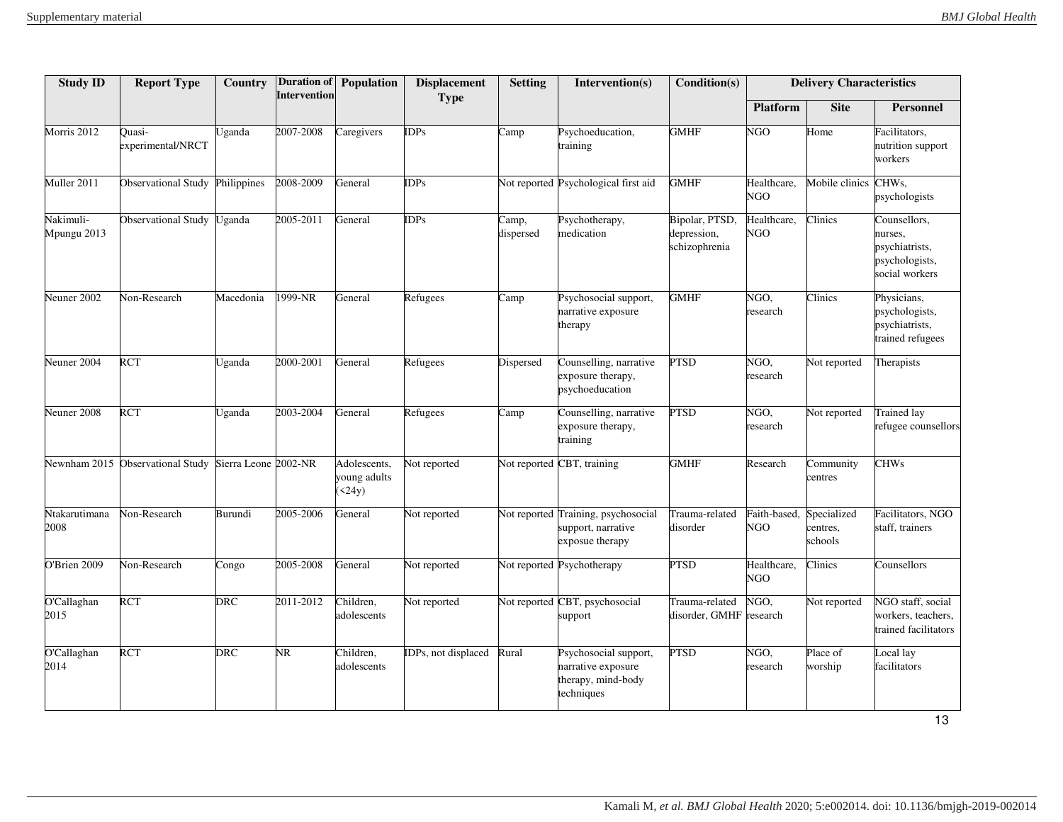| Study ID | Report Type | Country | Duration of Intervention | Population | Displacement Type | Setting | Intervention(s) | Condition(s) | Delivery Characteristics | | |
|---|---|---|---|---|---|---|---|---|---|---|---|
| | | | | | | | | | Platform | Site | Personnel |
| Morris 2012 | Quasi-experimental/NRCT | Uganda | 2007-2008 | Caregivers | IDPs | Camp | Psychoeducation, training | GMHF | NGO | Home | Facilitators, nutrition support workers |
| Muller 2011 | Observational Study | Philippines | 2008-2009 | General | IDPs | Not reported | Psychological first aid | GMHF | Healthcare, NGO | Mobile clinics | CHWs, psychologists |
| Nakimuli-Mpungu 2013 | Observational Study | Uganda | 2005-2011 | General | IDPs | Camp, dispersed | Psychotherapy, medication | Bipolar, PTSD, depression, schizophrenia | Healthcare, NGO | Clinics | Counsellors, nurses, psychiatrists, psychologists, social workers |
| Neuner 2002 | Non-Research | Macedonia | 1999-NR | General | Refugees | Camp | Psychosocial support, narrative exposure therapy | GMHF | NGO, research | Clinics | Physicians, psychologists, psychiatrists, trained refugees |
| Neuner 2004 | RCT | Uganda | 2000-2001 | General | Refugees | Dispersed | Counselling, narrative exposure therapy, psychoeducation | PTSD | NGO, research | Not reported | Therapists |
| Neuner 2008 | RCT | Uganda | 2003-2004 | General | Refugees | Camp | Counselling, narrative exposure therapy, training | PTSD | NGO, research | Not reported | Trained lay refugee counsellors |
| Newnham 2015 | Observational Study | Sierra Leone | 2002-NR | Adolescents, young adults (<24y) | Not reported | Not reported | CBT, training | GMHF | Research | Community centres | CHWs |
| Ntakarutimana 2008 | Non-Research | Burundi | 2005-2006 | General | Not reported | Not reported | Training, psychosocial support, narrative exposue therapy | Trauma-related disorder | Faith-based, NGO | Specialized centres, schools | Facilitators, NGO staff, trainers |
| O'Brien 2009 | Non-Research | Congo | 2005-2008 | General | Not reported | Not reported | Psychotherapy | PTSD | Healthcare, NGO | Clinics | Counsellors |
| O'Callaghan 2015 | RCT | DRC | 2011-2012 | Children, adolescents | Not reported | Not reported | CBT, psychosocial support | Trauma-related disorder, GMHF | NGO, research | Not reported | NGO staff, social workers, teachers, trained facilitators |
| O'Callaghan 2014 | RCT | DRC | NR | Children, adolescents | IDPs, not displaced | Rural | Psychosocial support, narrative exposure therapy, mind-body techniques | PTSD | NGO, research | Place of worship | Local lay facilitators |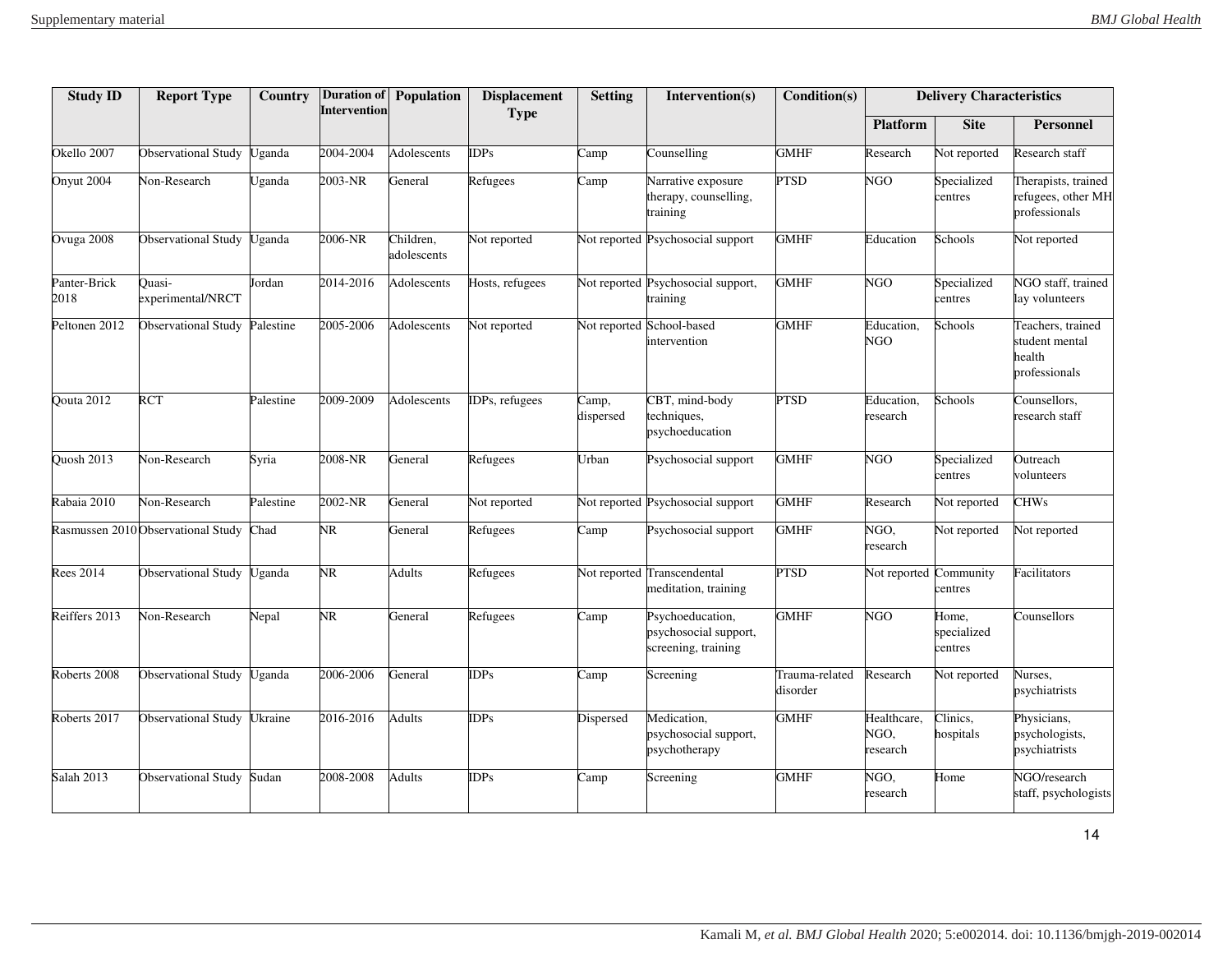| Study ID | Report Type | Country | Duration of Intervention | Population | Displacement Type | Setting | Intervention(s) | Condition(s) | Delivery Characteristics | | |
|---|---|---|---|---|---|---|---|---|---|---|---|
| | | | | | | | | | Platform | Site | Personnel |
| Okello 2007 | Observational Study | Uganda | 2004-2004 | Adolescents | IDPs | Camp | Counselling | GMHF | Research | Not reported | Research staff |
| Onyut 2004 | Non-Research | Uganda | 2003-NR | General | Refugees | Camp | Narrative exposure therapy, counselling, training | PTSD | NGO | Specialized centres | Therapists, trained refugees, other MH professionals |
| Ovuga 2008 | Observational Study | Uganda | 2006-NR | Children, adolescents | Not reported | Not reported | Psychosocial support | GMHF | Education | Schools | Not reported |
| Panter-Brick 2018 | Quasi-experimental/NRCT | Jordan | 2014-2016 | Adolescents | Hosts, refugees | Not reported | Psychosocial support, training | GMHF | NGO | Specialized centres | NGO staff, trained lay volunteers |
| Peltonen 2012 | Observational Study | Palestine | 2005-2006 | Adolescents | Not reported | Not reported | School-based intervention | GMHF | Education, NGO | Schools | Teachers, trained student mental health professionals |
| Qouta 2012 | RCT | Palestine | 2009-2009 | Adolescents | IDPs, refugees | Camp, dispersed | CBT, mind-body techniques, psychoeducation | PTSD | Education, research | Schools | Counsellors, research staff |
| Quosh 2013 | Non-Research | Syria | 2008-NR | General | Refugees | Urban | Psychosocial support | GMHF | NGO | Specialized centres | Outreach volunteers |
| Rabaia 2010 | Non-Research | Palestine | 2002-NR | General | Not reported | Not reported | Psychosocial support | GMHF | Research | Not reported | CHWs |
| Rasmussen 2010 | Observational Study | Chad | NR | General | Refugees | Camp | Psychosocial support | GMHF | NGO, research | Not reported | Not reported |
| Rees 2014 | Observational Study | Uganda | NR | Adults | Refugees | Not reported | Transcendental meditation, training | PTSD | Not reported | Community centres | Facilitators |
| Reiffers 2013 | Non-Research | Nepal | NR | General | Refugees | Camp | Psychoeducation, psychosocial support, screening, training | GMHF | NGO | Home, specialized centres | Counsellors |
| Roberts 2008 | Observational Study | Uganda | 2006-2006 | General | IDPs | Camp | Screening | Trauma-related disorder | Research | Not reported | Nurses, psychiatrists |
| Roberts 2017 | Observational Study | Ukraine | 2016-2016 | Adults | IDPs | Dispersed | Medication, psychosocial support, psychotherapy | GMHF | Healthcare, NGO, research | Clinics, hospitals | Physicians, psychologists, psychiatrists |
| Salah 2013 | Observational Study | Sudan | 2008-2008 | Adults | IDPs | Camp | Screening | GMHF | NGO, research | Home | NGO/research staff, psychologists |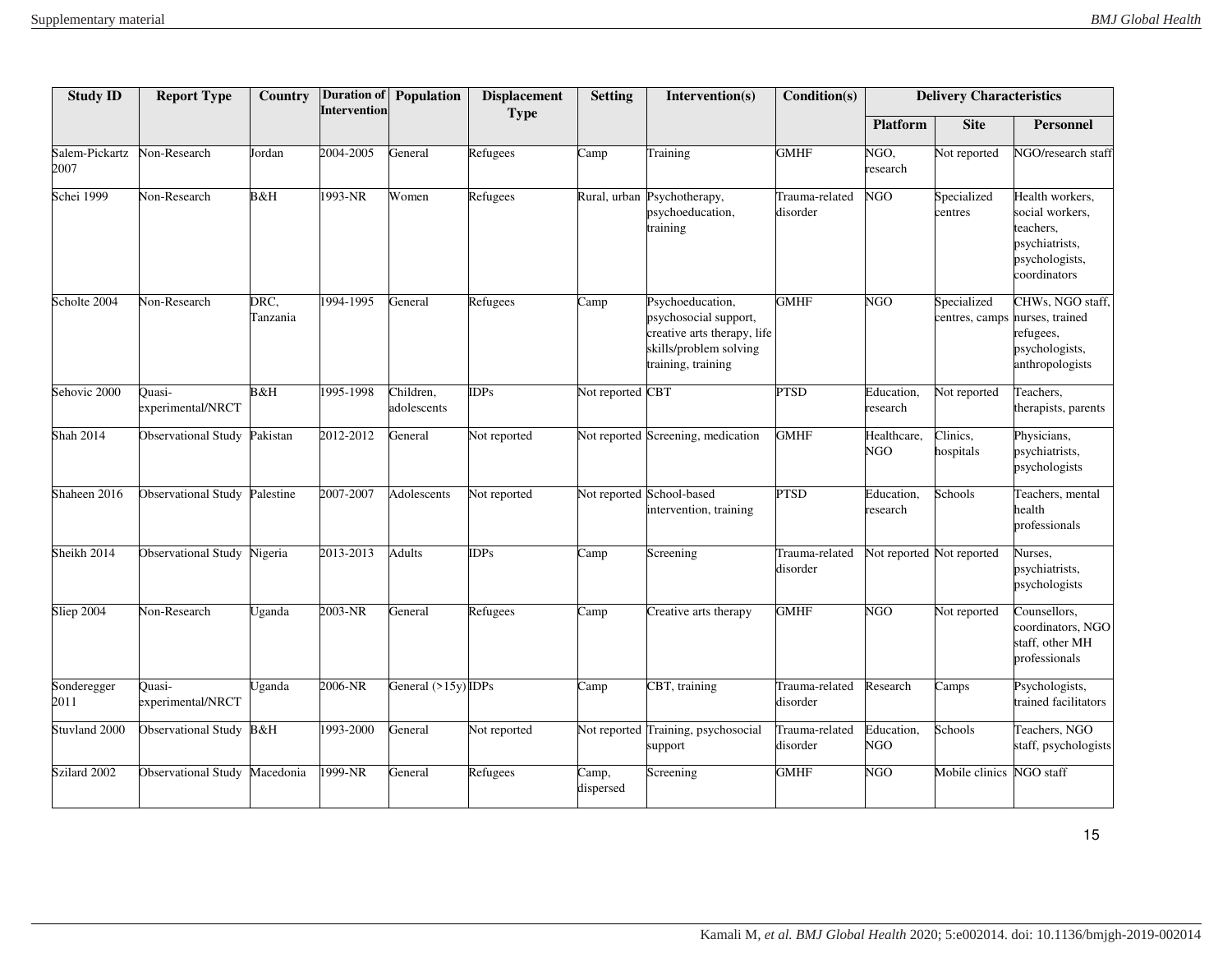| Study ID | Report Type | Country | Duration of Intervention | Population | Displacement Type | Setting | Intervention(s) | Condition(s) | Delivery Characteristics | | |
|---|---|---|---|---|---|---|---|---|---|---|---|
| | | | | | | | | | Platform | Site | Personnel |
| Salem-Pickartz 2007 | Non-Research | Jordan | 2004-2005 | General | Refugees | Camp | Training | GMHF | NGO, research | Not reported | NGO/research staff |
| Schei 1999 | Non-Research | B&H | 1993-NR | Women | Refugees | Rural, urban | Psychotherapy, psychoeducation, training | Trauma-related disorder | NGO | Specialized centres | Health workers, social workers, teachers, psychiatrists, psychologists, coordinators |
| Scholte 2004 | Non-Research | DRC, Tanzania | 1994-1995 | General | Refugees | Camp | Psychoeducation, psychosocial support, creative arts therapy, life skills/problem solving training, training | GMHF | NGO | Specialized centres, camps | CHWs, NGO staff, nurses, trained refugees, psychologists, anthropologists |
| Sehovic 2000 | Quasi-experimental/NRCT | B&H | 1995-1998 | Children, adolescents | IDPs | Not reported | CBT | PTSD | Education, research | Not reported | Teachers, therapists, parents |
| Shah 2014 | Observational Study | Pakistan | 2012-2012 | General | Not reported | Not reported | Screening, medication | GMHF | Healthcare, NGO | Clinics, hospitals | Physicians, psychiatrists, psychologists |
| Shaheen 2016 | Observational Study | Palestine | 2007-2007 | Adolescents | Not reported | Not reported | School-based intervention, training | PTSD | Education, research | Schools | Teachers, mental health professionals |
| Sheikh 2014 | Observational Study | Nigeria | 2013-2013 | Adults | IDPs | Camp | Screening | Trauma-related disorder | Not reported | Not reported | Nurses, psychiatrists, psychologists |
| Sliep 2004 | Non-Research | Uganda | 2003-NR | General | Refugees | Camp | Creative arts therapy | GMHF | NGO | Not reported | Counsellors, coordinators, NGO staff, other MH professionals |
| Sonderegger 2011 | Quasi-experimental/NRCT | Uganda | 2006-NR | General (>15y) | IDPs | Camp | CBT, training | Trauma-related disorder | Research | Camps | Psychologists, trained facilitators |
| Stuvland 2000 | Observational Study | B&H | 1993-2000 | General | Not reported | Not reported | Training, psychosocial support | Trauma-related disorder | Education, NGO | Schools | Teachers, NGO staff, psychologists |
| Szilard 2002 | Observational Study | Macedonia | 1999-NR | General | Refugees | Camp, dispersed | Screening | GMHF | NGO | Mobile clinics | NGO staff |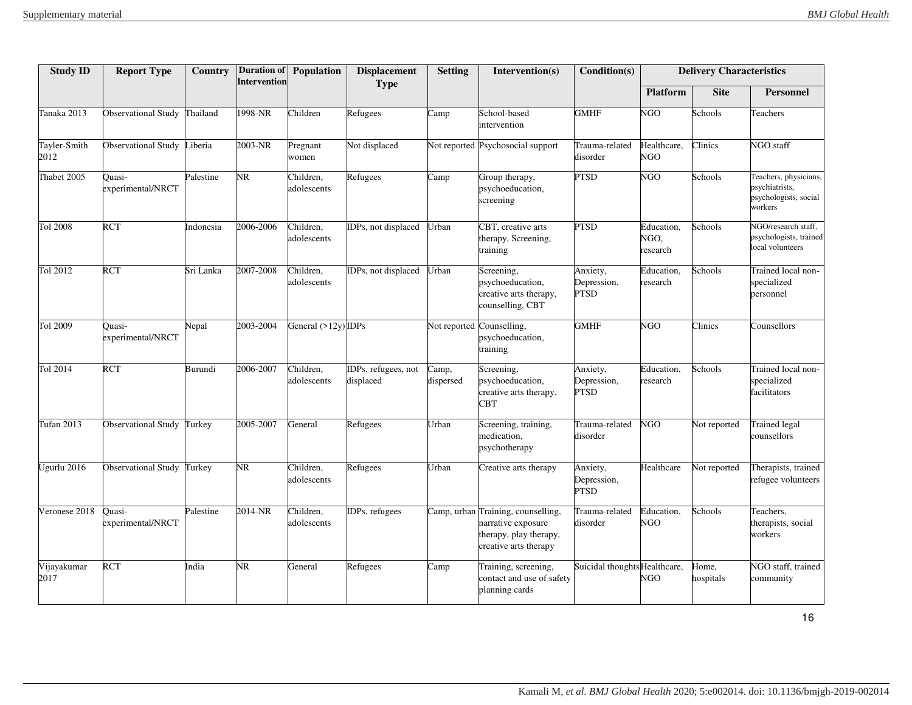| Study ID | Report Type | Country | Duration of Intervention | Population | Displacement Type | Setting | Intervention(s) | Condition(s) | Delivery Characteristics | | |
|---|---|---|---|---|---|---|---|---|---|---|---|
| | | | | | | | | | Platform | Site | Personnel |
| Tanaka 2013 | Observational Study | Thailand | 1998-NR | Children | Refugees | Camp | School-based intervention | GMHF | NGO | Schools | Teachers |
| Tayler-Smith 2012 | Observational Study | Liberia | 2003-NR | Pregnant women | Not displaced | Not reported | Psychosocial support | Trauma-related disorder | Healthcare, NGO | Clinics | NGO staff |
| Thabet 2005 | Quasi-experimental/NRCT | Palestine | NR | Children, adolescents | Refugees | Camp | Group therapy, psychoeducation, screening | PTSD | NGO | Schools | Teachers, physicians, psychiatrists, psychologists, social workers |
| Tol 2008 | RCT | Indonesia | 2006-2006 | Children, adolescents | IDPs, not displaced | Urban | CBT, creative arts therapy, Screening, training | PTSD | Education, NGO, research | Schools | NGO/research staff, psychologists, trained local volunteers |
| Tol 2012 | RCT | Sri Lanka | 2007-2008 | Children, adolescents | IDPs, not displaced | Urban | Screening, psychoeducation, creative arts therapy, counselling, CBT | Anxiety, Depression, PTSD | Education, research | Schools | Trained local non-specialized personnel |
| Tol 2009 | Quasi-experimental/NRCT | Nepal | 2003-2004 | General (>12y) | IDPs | Not reported | Counselling, psychoeducation, training | GMHF | NGO | Clinics | Counsellors |
| Tol 2014 | RCT | Burundi | 2006-2007 | Children, adolescents | IDPs, refugees, not displaced | Camp, dispersed | Screening, psychoeducation, creative arts therapy, CBT | Anxiety, Depression, PTSD | Education, research | Schools | Trained local non-specialized facilitators |
| Tufan 2013 | Observational Study | Turkey | 2005-2007 | General | Refugees | Urban | Screening, training, medication, psychotherapy | Trauma-related disorder | NGO | Not reported | Trained legal counsellors |
| Ugurlu 2016 | Observational Study | Turkey | NR | Children, adolescents | Refugees | Urban | Creative arts therapy | Anxiety, Depression, PTSD | Healthcare | Not reported | Therapists, trained refugee volunteers |
| Veronese 2018 | Quasi-experimental/NRCT | Palestine | 2014-NR | Children, adolescents | IDPs, refugees | Camp, urban | Training, counselling, narrative exposure therapy, play therapy, creative arts therapy | Trauma-related disorder | Education, NGO | Schools | Teachers, therapists, social workers |
| Vijayakumar 2017 | RCT | India | NR | General | Refugees | Camp | Training, screening, contact and use of safety planning cards | Suicidal thoughts | Healthcare, NGO | Home, hospitals | NGO staff, trained community |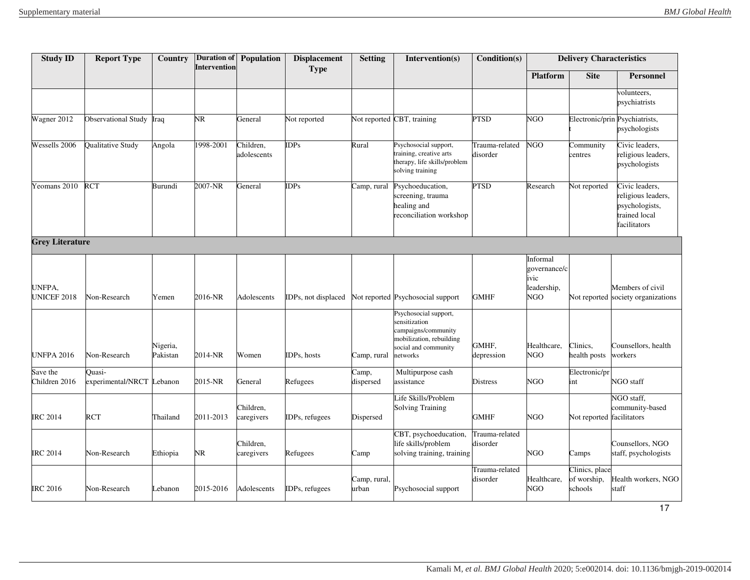| Study ID | Report Type | Country | Duration of Intervention | Population | Displacement Type | Setting | Intervention(s) | Condition(s) | Delivery Characteristics | | |
|---|---|---|---|---|---|---|---|---|---|---|---|
| | | | | | | | | | Platform | Site | Personnel |
| | | | | | | | | | | | volunteers, psychiatrists |
| Wagner 2012 | Observational Study | Iraq | NR | General | Not reported | Not reported | CBT, training | PTSD | NGO | Electronic/print | Psychiatrists, psychologists |
| Wessells 2006 | Qualitative Study | Angola | 1998-2001 | Children, adolescents | IDPs | Rural | Psychosocial support, training, creative arts therapy, life skills/problem solving training | Trauma-related disorder | NGO | Community centres | Civic leaders, religious leaders, psychologists |
| Yeomans 2010 | RCT | Burundi | 2007-NR | General | IDPs | Camp, rural | Psychoeducation, screening, trauma healing and reconciliation workshop | PTSD | Research | Not reported | Civic leaders, religious leaders, psychologists, trained local facilitators |
| **Grey Literature** | | | | | | | | | | | |
| UNFPA, UNICEF 2018 | Non-Research | Yemen | 2016-NR | Adolescents | IDPs, not displaced | Not reported | Psychosocial support | GMHF | Informal governance/civic leadership, NGO | Not reported | Members of civil society organizations |
| UNFPA 2016 | Non-Research | Nigeria, Pakistan | 2014-NR | Women | IDPs, hosts | Camp, rural | Psychosocial support, sensitization campaigns/community mobilization, rebuilding social and community networks | GMHF, depression | Healthcare, NGO | Clinics, health posts | Counsellors, health workers |
| Save the Children 2016 | Quasi-experimental/NRCT | Lebanon | 2015-NR | General | Refugees | Camp, dispersed | Multipurpose cash assistance | Distress | NGO | Electronic/print | NGO staff |
| IRC 2014 | RCT | Thailand | 2011-2013 | Children, caregivers | IDPs, refugees | Dispersed | Life Skills/Problem Solving Training | GMHF | NGO | Not reported | NGO staff, community-based facilitators |
| IRC 2014 | Non-Research | Ethiopia | NR | Children, caregivers | Refugees | Camp | CBT, psychoeducation, life skills/problem solving training, training | Trauma-related disorder | NGO | Camps | Counsellors, NGO staff, psychologists |
| IRC 2016 | Non-Research | Lebanon | 2015-2016 | Adolescents | IDPs, refugees | Camp, rural, urban | Psychosocial support | Trauma-related disorder | Healthcare, NGO | Clinics, place of worship, schools | Health workers, NGO staff |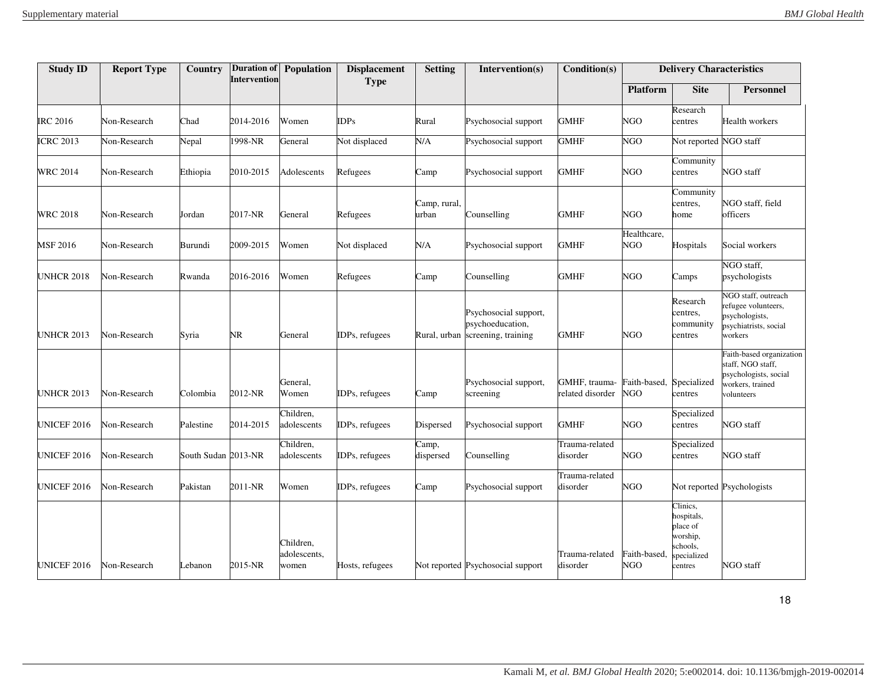| Study ID | Report Type | Country | Duration of Intervention | Population | Displacement Type | Setting | Intervention(s) | Condition(s) | Delivery Characteristics | | |
|---|---|---|---|---|---|---|---|---|---|---|---|
| | | | | | | | | | Platform | Site | Personnel |
| IRC 2016 | Non-Research | Chad | 2014-2016 | Women | IDPs | Rural | Psychosocial support | GMHF | NGO | Research centres | Health workers |
| ICRC 2013 | Non-Research | Nepal | 1998-NR | General | Not displaced | N/A | Psychosocial support | GMHF | NGO | Not reported | NGO staff |
| WRC 2014 | Non-Research | Ethiopia | 2010-2015 | Adolescents | Refugees | Camp | Psychosocial support | GMHF | NGO | Community centres | NGO staff |
| WRC 2018 | Non-Research | Jordan | 2017-NR | General | Refugees | Camp, rural, urban | Counselling | GMHF | NGO | Community centres, home | NGO staff, field officers |
| MSF 2016 | Non-Research | Burundi | 2009-2015 | Women | Not displaced | N/A | Psychosocial support | GMHF | Healthcare, NGO | Hospitals | Social workers |
| UNHCR 2018 | Non-Research | Rwanda | 2016-2016 | Women | Refugees | Camp | Counselling | GMHF | NGO | Camps | NGO staff, psychologists |
| UNHCR 2013 | Non-Research | Syria | NR | General | IDPs, refugees | Rural, urban | Psychosocial support, psychoeducation, screening, training | GMHF | NGO | Research centres, community centres | NGO staff, outreach refugee volunteers, psychologists, psychiatrists, social workers |
| UNHCR 2013 | Non-Research | Colombia | 2012-NR | General, Women | IDPs, refugees | Camp | Psychosocial support, screening | GMHF, trauma-related disorder | Faith-based, NGO | Specialized centres | Faith-based organization staff, NGO staff, psychologists, social workers, trained volunteers |
| UNICEF 2016 | Non-Research | Palestine | 2014-2015 | Children, adolescents | IDPs, refugees | Dispersed | Psychosocial support | GMHF | NGO | Specialized centres | NGO staff |
| UNICEF 2016 | Non-Research | South Sudan | 2013-NR | Children, adolescents | IDPs, refugees | Camp, dispersed | Counselling | Trauma-related disorder | NGO | Specialized centres | NGO staff |
| UNICEF 2016 | Non-Research | Pakistan | 2011-NR | Women | IDPs, refugees | Camp | Psychosocial support | Trauma-related disorder | NGO | Not reported | Psychologists |
| UNICEF 2016 | Non-Research | Lebanon | 2015-NR | Children, adolescents, women | Hosts, refugees | Not reported | Psychosocial support | Trauma-related disorder | Faith-based, NGO | Clinics, hospitals, place of worship, schools, specialized centres | NGO staff |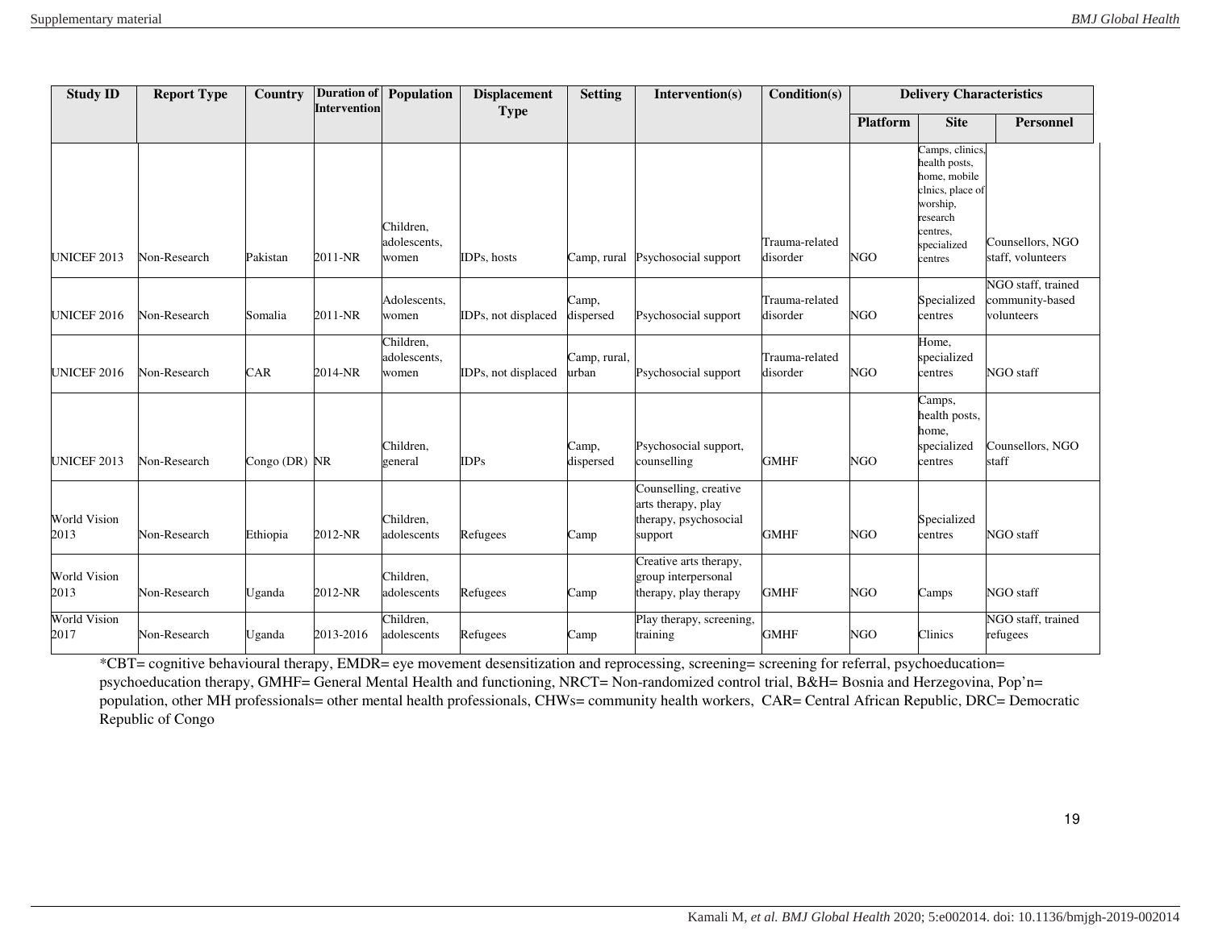| Study ID | Report Type | Country | Duration of Intervention | Population | Displacement Type | Setting | Intervention(s) | Condition(s) | Delivery Characteristics | | |
|---|---|---|---|---|---|---|---|---|---|---|---|
| | | | | | | | | | Platform | Site | Personnel |
| UNICEF 2013 | Non-Research | Pakistan | 2011-NR | Children, adolescents, women | IDPs, hosts | Camp, rural | Psychosocial support | Trauma-related disorder | NGO | Camps, clinics, health posts, home, mobile clnics, place of worship, research centres, specialized centres | Counsellors, NGO staff, volunteers |
| UNICEF 2016 | Non-Research | Somalia | 2011-NR | Adolescents, women | IDPs, not displaced | Camp, dispersed | Psychosocial support | Trauma-related disorder | NGO | Specialized centres | NGO staff, trained community-based volunteers |
| UNICEF 2016 | Non-Research | CAR | 2014-NR | Children, adolescents, women | IDPs, not displaced | Camp, rural, urban | Psychosocial support | Trauma-related disorder | NGO | Home, specialized centres | NGO staff |
| UNICEF 2013 | Non-Research | Congo (DR) | NR | Children, general | IDPs | Camp, dispersed | Psychosocial support, counselling | GMHF | NGO | Camps, health posts, home, specialized centres | Counsellors, NGO staff |
| World Vision 2013 | Non-Research | Ethiopia | 2012-NR | Children, adolescents | Refugees | Camp | Counselling, creative arts therapy, play therapy, psychosocial support | GMHF | NGO | Specialized centres | NGO staff |
| World Vision 2013 | Non-Research | Uganda | 2012-NR | Children, adolescents | Refugees | Camp | Creative arts therapy, group interpersonal therapy, play therapy | GMHF | NGO | Camps | NGO staff |
| World Vision 2017 | Non-Research | Uganda | 2013-2016 | Children, adolescents | Refugees | Camp | Play therapy, screening, training | GMHF | NGO | Clinics | NGO staff, trained refugees |

*CBT= cognitive behavioural therapy, EMDR= eye movement desensitization and reprocessing, screening= screening for referral, psychoeducation= psychoeducation therapy, GMHF= General Mental Health and functioning, NRCT= Non-randomized control trial, B&H= Bosnia and Herzegovina, Pop'n= population, other MH professionals= other mental health professionals, CHWs= community health workers, CAR= Central African Republic, DRC= Democratic Republic of Congo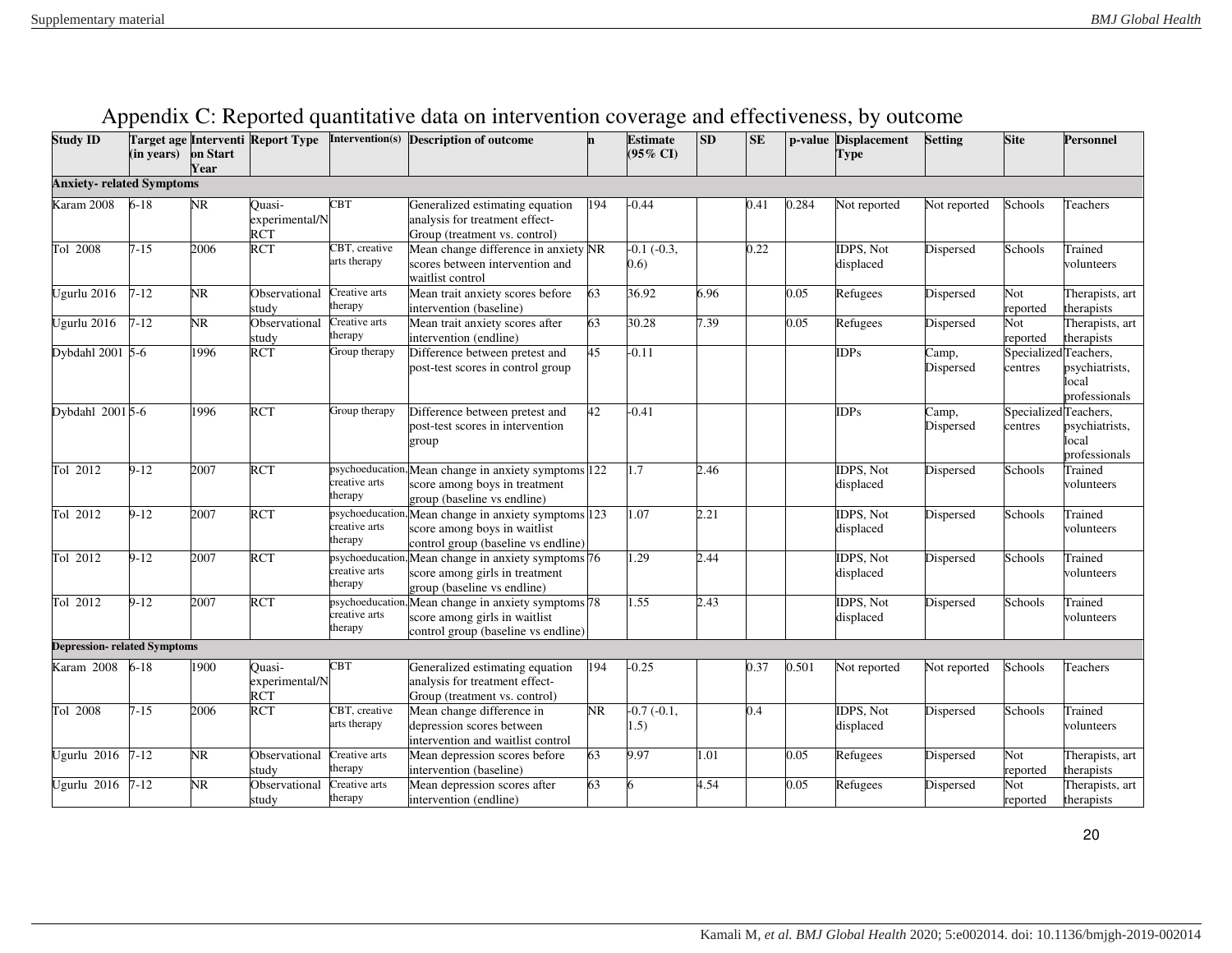# Appendix C: Reported quantitative data on intervention coverage and effectiveness, by outcome

| Study ID | Target age (in years) | Intervention Start Year | Report Type | Intervention(s) | Description of outcome | n | Estimate (95% CI) | SD | SE | p-value | Displacement Type | Setting | Site | Personnel |
|---|---|---|---|---|---|---|---|---|---|---|---|---|---|---|
| **Anxiety- related Symptoms** | | | | | | | | | | | | | | |
| Karam 2008 | 6-18 | NR | Quasi-experimental/N RCT | CBT | Generalized estimating equation analysis for treatment effect- Group (treatment vs. control) | 194 | -0.44 | | 0.41 | 0.284 | Not reported | Not reported | Schools | Teachers |
| Tol 2008 | 7-15 | 2006 | RCT | CBT, creative arts therapy | Mean change difference in anxiety scores between intervention and waitlist control | NR | -0.1 (-0.3, 0.6) | | 0.22 | | IDPS, Not displaced | Dispersed | Schools | Trained volunteers |
| Ugurlu 2016 | 7-12 | NR | Observational study | Creative arts therapy | Mean trait anxiety scores before intervention (baseline) | 63 | 36.92 | 6.96 | | 0.05 | Refugees | Dispersed | Not reported | Therapists, art therapists |
| Ugurlu 2016 | 7-12 | NR | Observational study | Creative arts therapy | Mean trait anxiety scores after intervention (endline) | 63 | 30.28 | 7.39 | | 0.05 | Refugees | Dispersed | Not reported | Therapists, art therapists |
| Dybdahl 2001 | 5-6 | 1996 | RCT | Group therapy | Difference between pretest and post-test scores in control group | 45 | -0.11 | | | | IDPs | Camp, Dispersed | Specialized centres | Teachers, psychiatrists, local professionals |
| Dybdahl 2001 | 5-6 | 1996 | RCT | Group therapy | Difference between pretest and post-test scores in intervention group | 42 | -0.41 | | | | IDPs | Camp, Dispersed | Specialized centres | Teachers, psychiatrists, local professionals |
| Tol 2012 | 9-12 | 2007 | RCT | psychoeducation, creative arts therapy | Mean change in anxiety symptoms score among boys in treatment group (baseline vs endline) | 122 | 1.7 | 2.46 | | | IDPS, Not displaced | Dispersed | Schools | Trained volunteers |
| Tol 2012 | 9-12 | 2007 | RCT | psychoeducation, creative arts therapy | Mean change in anxiety symptoms score among boys in waitlist control group (baseline vs endline) | 123 | 1.07 | 2.21 | | | IDPS, Not displaced | Dispersed | Schools | Trained volunteers |
| Tol 2012 | 9-12 | 2007 | RCT | psychoeducation, creative arts therapy | Mean change in anxiety symptoms score among girls in treatment group (baseline vs endline) | 76 | 1.29 | 2.44 | | | IDPS, Not displaced | Dispersed | Schools | Trained volunteers |
| Tol 2012 | 9-12 | 2007 | RCT | psychoeducation, creative arts therapy | Mean change in anxiety symptoms score among girls in waitlist control group (baseline vs endline) | 78 | 1.55 | 2.43 | | | IDPS, Not displaced | Dispersed | Schools | Trained volunteers |
| **Depression- related Symptoms** | | | | | | | | | | | | | | |
| Karam 2008 | 6-18 | 1900 | Quasi-experimental/N RCT | CBT | Generalized estimating equation analysis for treatment effect- Group (treatment vs. control) | 194 | -0.25 | | 0.37 | 0.501 | Not reported | Not reported | Schools | Teachers |
| Tol 2008 | 7-15 | 2006 | RCT | CBT, creative arts therapy | Mean change difference in depression scores between intervention and waitlist control | NR | -0.7 (-0.1, 1.5) | | 0.4 | | IDPS, Not displaced | Dispersed | Schools | Trained volunteers |
| Ugurlu 2016 | 7-12 | NR | Observational study | Creative arts therapy | Mean depression scores before intervention (baseline) | 63 | 9.97 | 1.01 | | 0.05 | Refugees | Dispersed | Not reported | Therapists, art therapists |
| Ugurlu 2016 | 7-12 | NR | Observational study | Creative arts therapy | Mean depression scores after intervention (endline) | 63 | 6 | 4.54 | | 0.05 | Refugees | Dispersed | Not reported | Therapists, art therapists |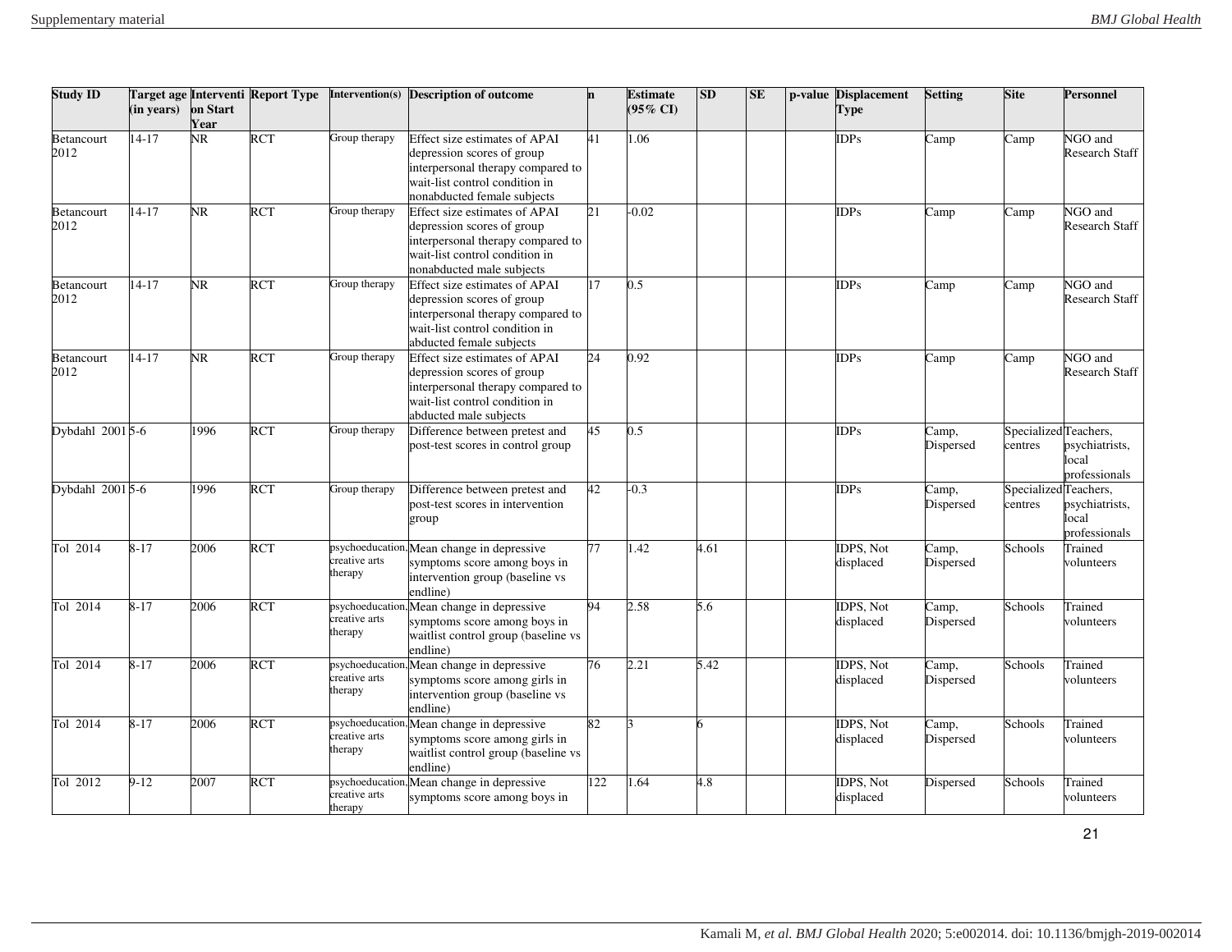| Study ID | Target age (in years) | Intervention Start Year | Report Type | Intervention(s) | Description of outcome | n | Estimate (95% CI) | SD | SE | p-value | Displacement Type | Setting | Site | Personnel |
|---|---|---|---|---|---|---|---|---|---|---|---|---|---|---|
| Betancourt 2012 | 14-17 | NR | RCT | Group therapy | Effect size estimates of APAI depression scores of group interpersonal therapy compared to wait-list control condition in nonabducted female subjects | 41 | 1.06 | | | | IDPs | Camp | Camp | NGO and Research Staff |
| Betancourt 2012 | 14-17 | NR | RCT | Group therapy | Effect size estimates of APAI depression scores of group interpersonal therapy compared to wait-list control condition in nonabducted male subjects | 21 | -0.02 | | | | IDPs | Camp | Camp | NGO and Research Staff |
| Betancourt 2012 | 14-17 | NR | RCT | Group therapy | Effect size estimates of APAI depression scores of group interpersonal therapy compared to wait-list control condition in abducted female subjects | 17 | 0.5 | | | | IDPs | Camp | Camp | NGO and Research Staff |
| Betancourt 2012 | 14-17 | NR | RCT | Group therapy | Effect size estimates of APAI depression scores of group interpersonal therapy compared to wait-list control condition in abducted male subjects | 24 | 0.92 | | | | IDPs | Camp | Camp | NGO and Research Staff |
| Dybdahl 2001 | 5-6 | 1996 | RCT | Group therapy | Difference between pretest and post-test scores in control group | 45 | 0.5 | | | | IDPs | Camp, Dispersed | Specialized centres | Teachers, psychiatrists, local professionals |
| Dybdahl 2001 | 5-6 | 1996 | RCT | Group therapy | Difference between pretest and post-test scores in intervention group | 42 | -0.3 | | | | IDPs | Camp, Dispersed | Specialized centres | Teachers, psychiatrists, local professionals |
| Tol 2014 | 8-17 | 2006 | RCT | psychoeducation, creative arts therapy | Mean change in depressive symptoms score among boys in intervention group (baseline vs endline) | 77 | 1.42 | 4.61 | | | IDPS, Not displaced | Camp, Dispersed | Schools | Trained volunteers |
| Tol 2014 | 8-17 | 2006 | RCT | psychoeducation, creative arts therapy | Mean change in depressive symptoms score among boys in waitlist control group (baseline vs endline) | 94 | 2.58 | 5.6 | | | IDPS, Not displaced | Camp, Dispersed | Schools | Trained volunteers |
| Tol 2014 | 8-17 | 2006 | RCT | psychoeducation, creative arts therapy | Mean change in depressive symptoms score among girls in intervention group (baseline vs endline) | 76 | 2.21 | 5.42 | | | IDPS, Not displaced | Camp, Dispersed | Schools | Trained volunteers |
| Tol 2014 | 8-17 | 2006 | RCT | psychoeducation, creative arts therapy | Mean change in depressive symptoms score among girls in waitlist control group (baseline vs endline) | 82 | 3 | 6 | | | IDPS, Not displaced | Camp, Dispersed | Schools | Trained volunteers |
| Tol 2012 | 9-12 | 2007 | RCT | psychoeducation, creative arts therapy | Mean change in depressive symptoms score among boys in | 122 | 1.64 | 4.8 | | | IDPS, Not displaced | Dispersed | Schools | Trained volunteers |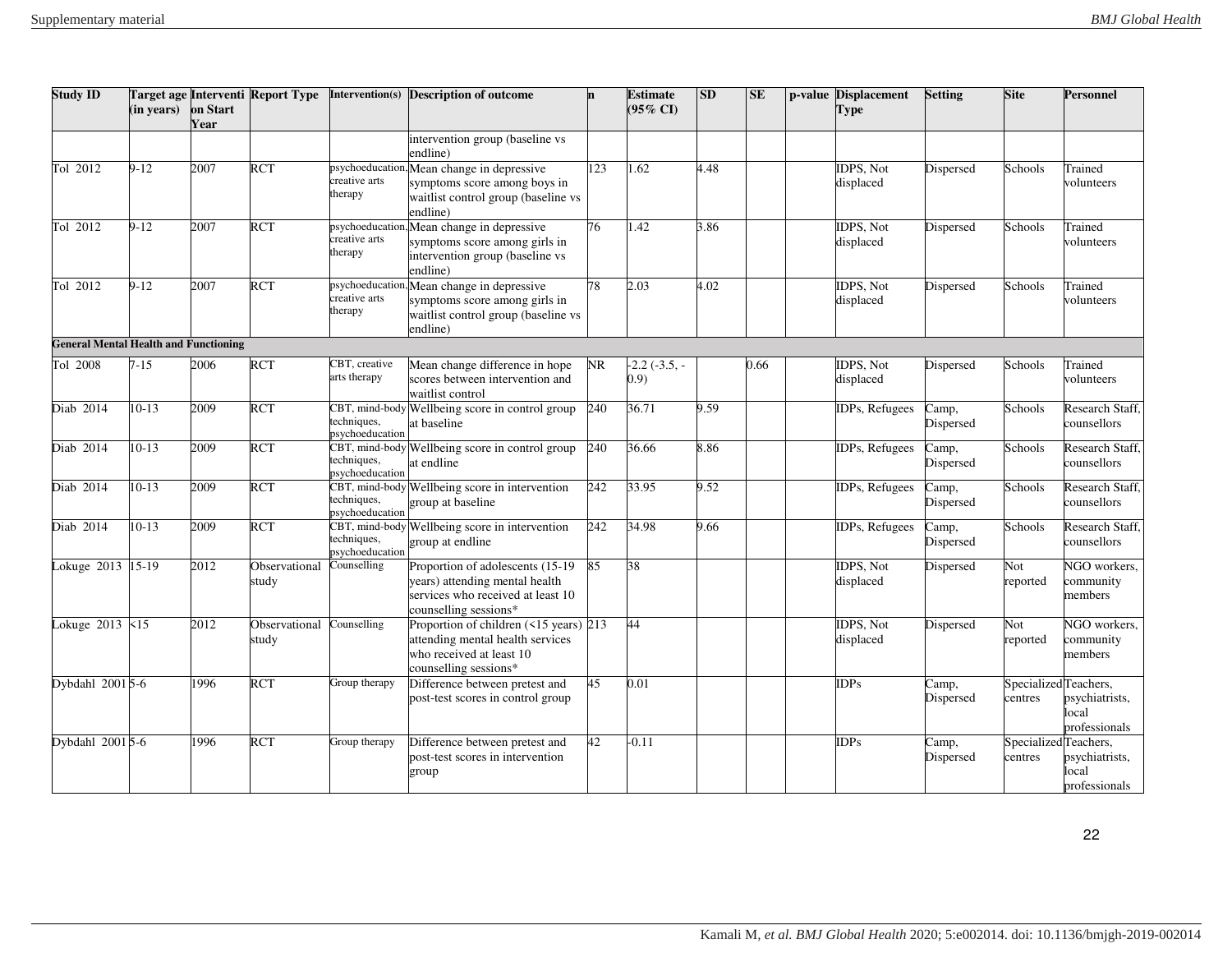| Study ID | Target age (in years) | Intervention Start Year | Report Type | Intervention(s) | Description of outcome | n | Estimate (95% CI) | SD | SE | p-value | Displacement Type | Setting | Site | Personnel |
|---|---|---|---|---|---|---|---|---|---|---|---|---|---|---|
| | | | | | intervention group (baseline vs endline) | | | | | | | | | |
| Tol 2012 | 9-12 | 2007 | RCT | psychoeducation, creative arts therapy | Mean change in depressive symptoms score among boys in waitlist control group (baseline vs endline) | 123 | 1.62 | 4.48 | | | IDPS, Not displaced | Dispersed | Schools | Trained volunteers |
| Tol 2012 | 9-12 | 2007 | RCT | psychoeducation, creative arts therapy | Mean change in depressive symptoms score among girls in intervention group (baseline vs endline) | 76 | 1.42 | 3.86 | | | IDPS, Not displaced | Dispersed | Schools | Trained volunteers |
| Tol 2012 | 9-12 | 2007 | RCT | psychoeducation, creative arts therapy | Mean change in depressive symptoms score among girls in waitlist control group (baseline vs endline) | 78 | 2.03 | 4.02 | | | IDPS, Not displaced | Dispersed | Schools | Trained volunteers |
| **General Mental Health and Functioning** | | | | | | | | | | | | | | |
| Tol 2008 | 7-15 | 2006 | RCT | CBT, creative arts therapy | Mean change difference in hope scores between intervention and waitlist control | NR | -2.2 (-3.5, -0.9) | | 0.66 | | IDPS, Not displaced | Dispersed | Schools | Trained volunteers |
| Diab 2014 | 10-13 | 2009 | RCT | CBT, mind-body techniques, psychoeducation | Wellbeing score in control group at baseline | 240 | 36.71 | 9.59 | | | IDPs, Refugees | Camp, Dispersed | Schools | Research Staff, counsellors |
| Diab 2014 | 10-13 | 2009 | RCT | CBT, mind-body techniques, psychoeducation | Wellbeing score in control group at endline | 240 | 36.66 | 8.86 | | | IDPs, Refugees | Camp, Dispersed | Schools | Research Staff, counsellors |
| Diab 2014 | 10-13 | 2009 | RCT | CBT, mind-body techniques, psychoeducation | Wellbeing score in intervention group at baseline | 242 | 33.95 | 9.52 | | | IDPs, Refugees | Camp, Dispersed | Schools | Research Staff, counsellors |
| Diab 2014 | 10-13 | 2009 | RCT | CBT, mind-body techniques, psychoeducation | Wellbeing score in intervention group at endline | 242 | 34.98 | 9.66 | | | IDPs, Refugees | Camp, Dispersed | Schools | Research Staff, counsellors |
| Lokuge 2013 | 15-19 | 2012 | Observational study | Counselling | Proportion of adolescents (15-19 years) attending mental health services who received at least 10 counselling sessions* | 85 | 38 | | | | IDPS, Not displaced | Dispersed | Not reported | NGO workers, community members |
| Lokuge 2013 | <15 | 2012 | Observational study | Counselling | Proportion of children (<15 years) attending mental health services who received at least 10 counselling sessions* | 213 | 44 | | | | IDPS, Not displaced | Dispersed | Not reported | NGO workers, community members |
| Dybdahl 2001 | 5-6 | 1996 | RCT | Group therapy | Difference between pretest and post-test scores in control group | 45 | 0.01 | | | | IDPs | Camp, Dispersed | Specialized centres | Teachers, psychiatrists, local professionals |
| Dybdahl 2001 | 5-6 | 1996 | RCT | Group therapy | Difference between pretest and post-test scores in intervention group | 42 | -0.11 | | | | IDPs | Camp, Dispersed | Specialized centres | Teachers, psychiatrists, local professionals |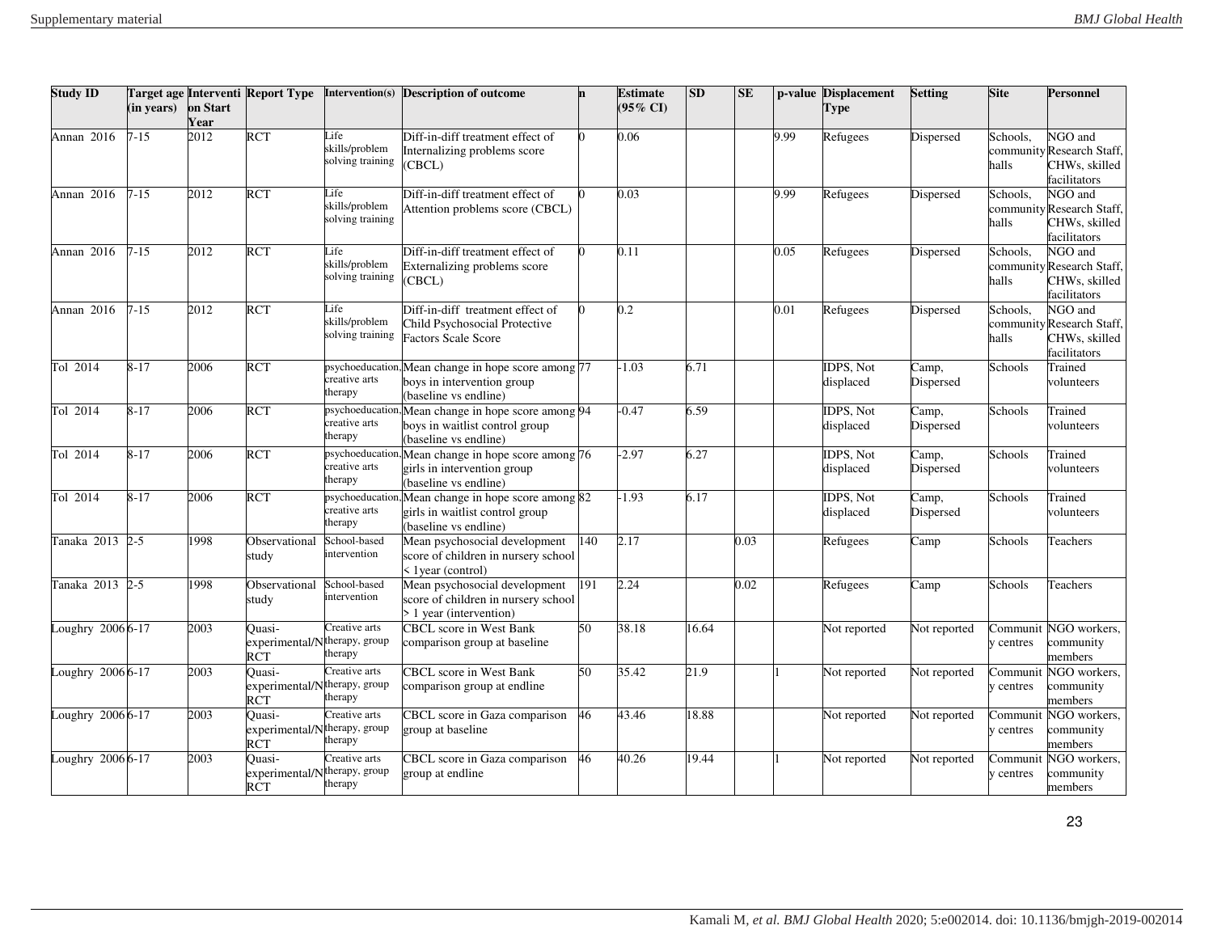| Study ID | Target age (in years) | Intervention Start Year | Report Type | Intervention(s) | Description of outcome | n | Estimate (95% CI) | SD | SE | p-value | Displacement Type | Setting | Site | Personnel |
|---|---|---|---|---|---|---|---|---|---|---|---|---|---|---|
| Annan 2016 | 7-15 | 2012 | RCT | Life skills/problem solving training | Diff-in-diff treatment effect of Internalizing problems score (CBCL) | 0 | 0.06 | | | 9.99 | Refugees | Dispersed | Schools, community halls | NGO and Research Staff, CHWs, skilled facilitators |
| Annan 2016 | 7-15 | 2012 | RCT | Life skills/problem solving training | Diff-in-diff treatment effect of Attention problems score (CBCL) | 0 | 0.03 | | | 9.99 | Refugees | Dispersed | Schools, community halls | NGO and Research Staff, CHWs, skilled facilitators |
| Annan 2016 | 7-15 | 2012 | RCT | Life skills/problem solving training | Diff-in-diff treatment effect of Externalizing problems score (CBCL) | 0 | 0.11 | | | 0.05 | Refugees | Dispersed | Schools, community halls | NGO and Research Staff, CHWs, skilled facilitators |
| Annan 2016 | 7-15 | 2012 | RCT | Life skills/problem solving training | Diff-in-diff treatment effect of Child Psychosocial Protective Factors Scale Score | 0 | 0.2 | | | 0.01 | Refugees | Dispersed | Schools, community halls | NGO and Research Staff, CHWs, skilled facilitators |
| Tol 2014 | 8-17 | 2006 | RCT | psychoeducation, creative arts therapy | Mean change in hope score among boys in intervention group (baseline vs endline) | 77 | -1.03 | 6.71 | | | IDPS, Not displaced | Camp, Dispersed | Schools | Trained volunteers |
| Tol 2014 | 8-17 | 2006 | RCT | psychoeducation, creative arts therapy | Mean change in hope score among boys in waitlist control group (baseline vs endline) | 94 | -0.47 | 6.59 | | | IDPS, Not displaced | Camp, Dispersed | Schools | Trained volunteers |
| Tol 2014 | 8-17 | 2006 | RCT | psychoeducation, creative arts therapy | Mean change in hope score among girls in intervention group (baseline vs endline) | 76 | -2.97 | 6.27 | | | IDPS, Not displaced | Camp, Dispersed | Schools | Trained volunteers |
| Tol 2014 | 8-17 | 2006 | RCT | psychoeducation, creative arts therapy | Mean change in hope score among girls in waitlist control group (baseline vs endline) | 82 | -1.93 | 6.17 | | | IDPS, Not displaced | Camp, Dispersed | Schools | Trained volunteers |
| Tanaka 2013 | 2-5 | 1998 | Observational study | School-based intervention | Mean psychosocial development score of children in nursery school < 1year (control) | 140 | 2.17 | | 0.03 | | Refugees | Camp | Schools | Teachers |
| Tanaka 2013 | 2-5 | 1998 | Observational study | School-based intervention | Mean psychosocial development score of children in nursery school > 1 year (intervention) | 191 | 2.24 | | 0.02 | | Refugees | Camp | Schools | Teachers |
| Loughry 2006 | 6-17 | 2003 | Quasi-experimental/NRCT | Creative arts therapy, group therapy | CBCL score in West Bank comparison group at baseline | 50 | 38.18 | 16.64 | | | Not reported | Not reported | Community centres | NGO workers, community members |
| Loughry 2006 | 6-17 | 2003 | Quasi-experimental/NRCT | Creative arts therapy, group therapy | CBCL score in West Bank comparison group at endline | 50 | 35.42 | 21.9 | | 1 | Not reported | Not reported | Community centres | NGO workers, community members |
| Loughry 2006 | 6-17 | 2003 | Quasi-experimental/NRCT | Creative arts therapy, group therapy | CBCL score in Gaza comparison group at baseline | 46 | 43.46 | 18.88 | | | Not reported | Not reported | Community centres | NGO workers, community members |
| Loughry 2006 | 6-17 | 2003 | Quasi-experimental/NRCT | Creative arts therapy, group therapy | CBCL score in Gaza comparison group at endline | 46 | 40.26 | 19.44 | | 1 | Not reported | Not reported | Community centres | NGO workers, community members |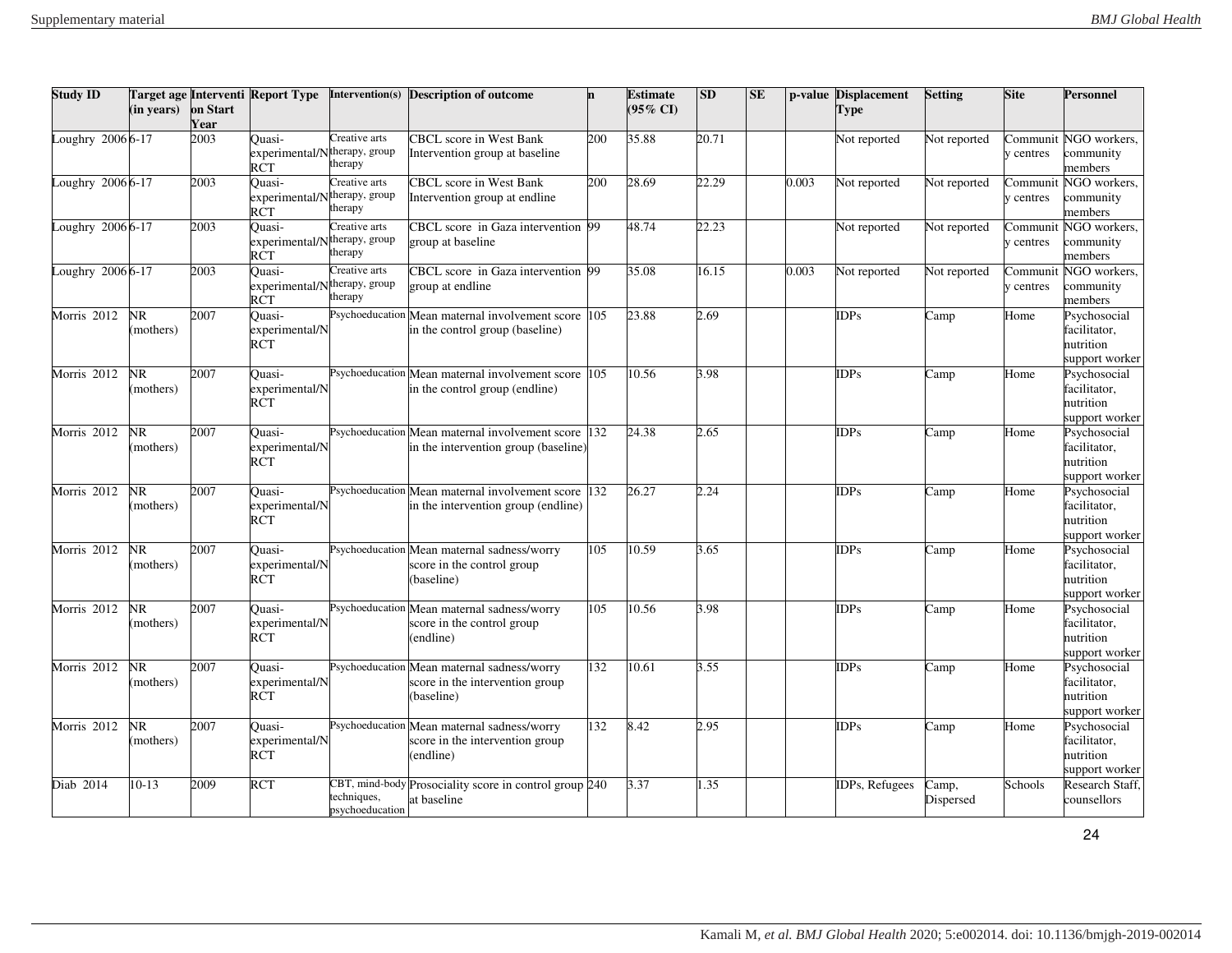| Study ID | Target age (in years) | Intervention Start Year | Report Type | Intervention(s) | Description of outcome | n | Estimate (95% CI) | SD | SE | p-value | Displacement Type | Setting | Site | Personnel |
|---|---|---|---|---|---|---|---|---|---|---|---|---|---|---|
| Loughry 2006 | 6-17 | 2003 | Quasi-experimental/N RCT | Creative arts therapy, group therapy | CBCL score in West Bank Intervention group at baseline | 200 | 35.88 | 20.71 | | | Not reported | Not reported | Community centres | NGO workers, community members |
| Loughry 2006 | 6-17 | 2003 | Quasi-experimental/N RCT | Creative arts therapy, group therapy | CBCL score in West Bank Intervention group at endline | 200 | 28.69 | 22.29 | | 0.003 | Not reported | Not reported | Community centres | NGO workers, community members |
| Loughry 2006 | 6-17 | 2003 | Quasi-experimental/N RCT | Creative arts therapy, group therapy | CBCL score in Gaza intervention group at baseline | 99 | 48.74 | 22.23 | | | Not reported | Not reported | Community centres | NGO workers, community members |
| Loughry 2006 | 6-17 | 2003 | Quasi-experimental/N RCT | Creative arts therapy, group therapy | CBCL score in Gaza intervention group at endline | 99 | 35.08 | 16.15 | | 0.003 | Not reported | Not reported | Community centres | NGO workers, community members |
| Morris 2012 | NR (mothers) | 2007 | Quasi-experimental/N RCT | Psychoeducation | Mean maternal involvement score in the control group (baseline) | 105 | 23.88 | 2.69 | | | IDPs | Camp | Home | Psychosocial facilitator, nutrition support worker |
| Morris 2012 | NR (mothers) | 2007 | Quasi-experimental/N RCT | Psychoeducation | Mean maternal involvement score in the control group (endline) | 105 | 10.56 | 3.98 | | | IDPs | Camp | Home | Psychosocial facilitator, nutrition support worker |
| Morris 2012 | NR (mothers) | 2007 | Quasi-experimental/N RCT | Psychoeducation | Mean maternal involvement score in the intervention group (baseline) | 132 | 24.38 | 2.65 | | | IDPs | Camp | Home | Psychosocial facilitator, nutrition support worker |
| Morris 2012 | NR (mothers) | 2007 | Quasi-experimental/N RCT | Psychoeducation | Mean maternal involvement score in the intervention group (endline) | 132 | 26.27 | 2.24 | | | IDPs | Camp | Home | Psychosocial facilitator, nutrition support worker |
| Morris 2012 | NR (mothers) | 2007 | Quasi-experimental/N RCT | Psychoeducation | Mean maternal sadness/worry score in the control group (baseline) | 105 | 10.59 | 3.65 | | | IDPs | Camp | Home | Psychosocial facilitator, nutrition support worker |
| Morris 2012 | NR (mothers) | 2007 | Quasi-experimental/N RCT | Psychoeducation | Mean maternal sadness/worry score in the control group (endline) | 105 | 10.56 | 3.98 | | | IDPs | Camp | Home | Psychosocial facilitator, nutrition support worker |
| Morris 2012 | NR (mothers) | 2007 | Quasi-experimental/N RCT | Psychoeducation | Mean maternal sadness/worry score in the intervention group (baseline) | 132 | 10.61 | 3.55 | | | IDPs | Camp | Home | Psychosocial facilitator, nutrition support worker |
| Morris 2012 | NR (mothers) | 2007 | Quasi-experimental/N RCT | Psychoeducation | Mean maternal sadness/worry score in the intervention group (endline) | 132 | 8.42 | 2.95 | | | IDPs | Camp | Home | Psychosocial facilitator, nutrition support worker |
| Diab 2014 | 10-13 | 2009 | RCT | CBT, mind-body techniques, psychoeducation | Prosociality score in control group at baseline | 240 | 3.37 | 1.35 | | | IDPs, Refugees | Camp, Dispersed | Schools | Research Staff, counsellors |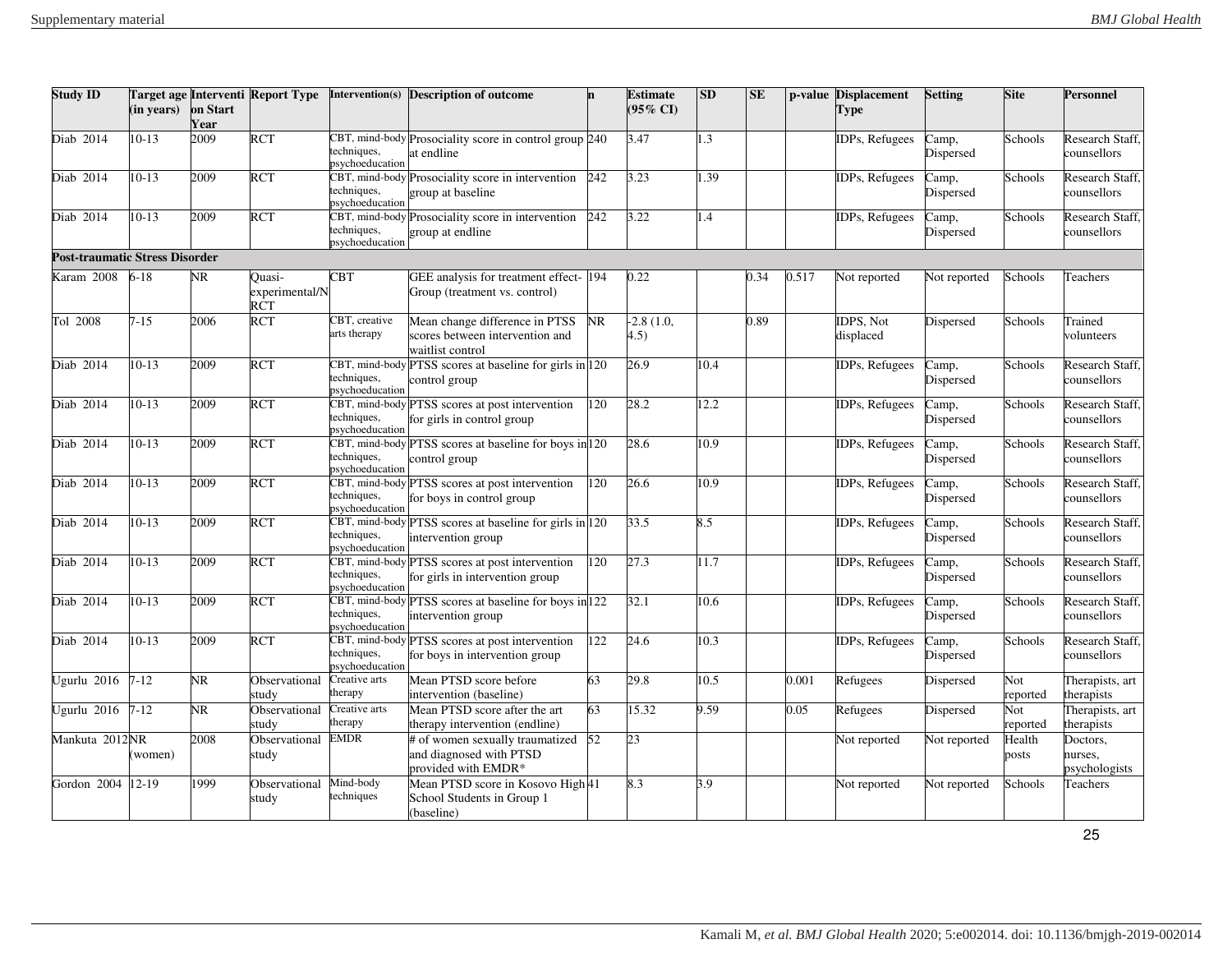| Study ID | Target age (in years) | Intervention Start Year | Report Type | Intervention(s) | Description of outcome | n | Estimate (95% CI) | SD | SE | p-value | Displacement Type | Setting | Site | Personnel |
|---|---|---|---|---|---|---|---|---|---|---|---|---|---|---|
| Diab 2014 | 10-13 | 2009 | RCT | CBT, mind-body techniques, psychoeducation | Prosociality score in control group at endline | 240 | 3.47 | 1.3 | | | IDPs, Refugees | Camp, Dispersed | Schools | Research Staff, counsellors |
| Diab 2014 | 10-13 | 2009 | RCT | CBT, mind-body techniques, psychoeducation | Prosociality score in intervention group at baseline | 242 | 3.23 | 1.39 | | | IDPs, Refugees | Camp, Dispersed | Schools | Research Staff, counsellors |
| Diab 2014 | 10-13 | 2009 | RCT | CBT, mind-body techniques, psychoeducation | Prosociality score in intervention group at endline | 242 | 3.22 | 1.4 | | | IDPs, Refugees | Camp, Dispersed | Schools | Research Staff, counsellors |
| **Post-traumatic Stress Disorder** | | | | | | | | | | | | | | |
| Karam 2008 | 6-18 | NR | Quasi-experimental/NRCT | CBT | GEE analysis for treatment effect-Group (treatment vs. control) | 194 | 0.22 | | 0.34 | 0.517 | Not reported | Not reported | Schools | Teachers |
| Tol 2008 | 7-15 | 2006 | RCT | CBT, creative arts therapy | Mean change difference in PTSS scores between intervention and waitlist control | NR | -2.8 (1.0, 4.5) | | 0.89 | | IDPS, Not displaced | Dispersed | Schools | Trained volunteers |
| Diab 2014 | 10-13 | 2009 | RCT | CBT, mind-body techniques, psychoeducation | PTSS scores at baseline for girls in control group | 120 | 26.9 | 10.4 | | | IDPs, Refugees | Camp, Dispersed | Schools | Research Staff, counsellors |
| Diab 2014 | 10-13 | 2009 | RCT | CBT, mind-body techniques, psychoeducation | PTSS scores at post intervention for girls in control group | 120 | 28.2 | 12.2 | | | IDPs, Refugees | Camp, Dispersed | Schools | Research Staff, counsellors |
| Diab 2014 | 10-13 | 2009 | RCT | CBT, mind-body techniques, psychoeducation | PTSS scores at baseline for boys in control group | 120 | 28.6 | 10.9 | | | IDPs, Refugees | Camp, Dispersed | Schools | Research Staff, counsellors |
| Diab 2014 | 10-13 | 2009 | RCT | CBT, mind-body techniques, psychoeducation | PTSS scores at post intervention for boys in control group | 120 | 26.6 | 10.9 | | | IDPs, Refugees | Camp, Dispersed | Schools | Research Staff, counsellors |
| Diab 2014 | 10-13 | 2009 | RCT | CBT, mind-body techniques, psychoeducation | PTSS scores at baseline for girls in intervention group | 120 | 33.5 | 8.5 | | | IDPs, Refugees | Camp, Dispersed | Schools | Research Staff, counsellors |
| Diab 2014 | 10-13 | 2009 | RCT | CBT, mind-body techniques, psychoeducation | PTSS scores at post intervention for girls in intervention group | 120 | 27.3 | 11.7 | | | IDPs, Refugees | Camp, Dispersed | Schools | Research Staff, counsellors |
| Diab 2014 | 10-13 | 2009 | RCT | CBT, mind-body techniques, psychoeducation | PTSS scores at baseline for boys in intervention group | 122 | 32.1 | 10.6 | | | IDPs, Refugees | Camp, Dispersed | Schools | Research Staff, counsellors |
| Diab 2014 | 10-13 | 2009 | RCT | CBT, mind-body techniques, psychoeducation | PTSS scores at post intervention for boys in intervention group | 122 | 24.6 | 10.3 | | | IDPs, Refugees | Camp, Dispersed | Schools | Research Staff, counsellors |
| Ugurlu 2016 | 7-12 | NR | Observational study | Creative arts therapy | Mean PTSD score before intervention (baseline) | 63 | 29.8 | 10.5 | | 0.001 | Refugees | Dispersed | Not reported | Therapists, art therapists |
| Ugurlu 2016 | 7-12 | NR | Observational study | Creative arts therapy | Mean PTSD score after the art therapy intervention (endline) | 63 | 15.32 | 9.59 | | 0.05 | Refugees | Dispersed | Not reported | Therapists, art therapists |
| Mankuta 2012 | NR (women) | 2008 | Observational study | EMDR | # of women sexually traumatized and diagnosed with PTSD provided with EMDR* | 52 | 23 | | | | Not reported | Not reported | Health posts | Doctors, nurses, psychologists |
| Gordon 2004 | 12-19 | 1999 | Observational study | Mind-body techniques | Mean PTSD score in Kosovo High School Students in Group 1 (baseline) | 41 | 8.3 | 3.9 | | | Not reported | Not reported | Schools | Teachers |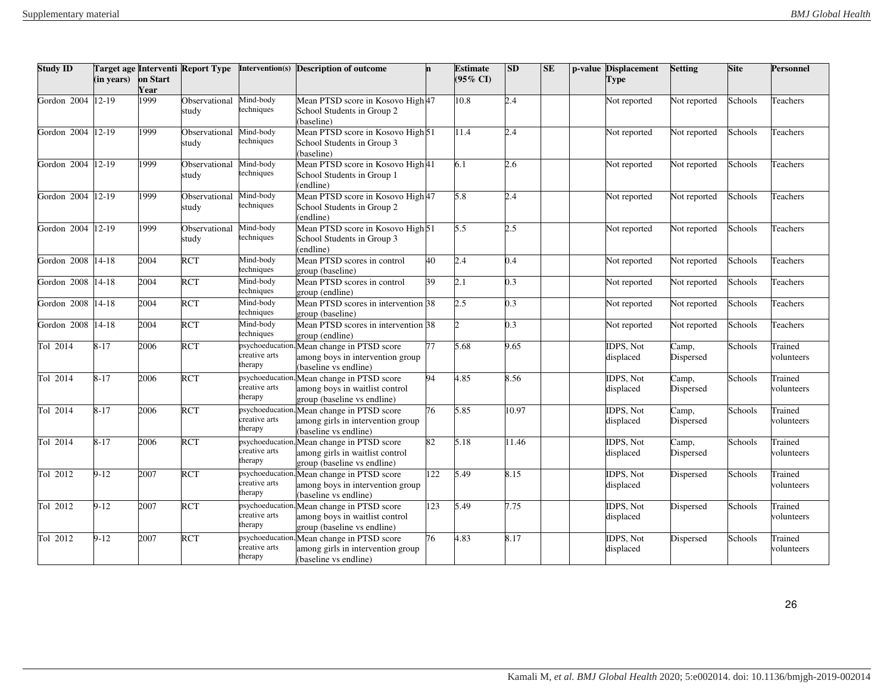| Study ID | Target age (in years) | Intervention Start Year | Report Type | Intervention(s) | Description of outcome | n | Estimate (95% CI) | SD | SE | p-value | Displacement Type | Setting | Site | Personnel |
|---|---|---|---|---|---|---|---|---|---|---|---|---|---|---|
| Gordon 2004 | 12-19 | 1999 | Observational study | Mind-body techniques | Mean PTSD score in Kosovo High School Students in Group 2 (baseline) | 47 | 10.8 | 2.4 | | | Not reported | Not reported | Schools | Teachers |
| Gordon 2004 | 12-19 | 1999 | Observational study | Mind-body techniques | Mean PTSD score in Kosovo High School Students in Group 3 (baseline) | 51 | 11.4 | 2.4 | | | Not reported | Not reported | Schools | Teachers |
| Gordon 2004 | 12-19 | 1999 | Observational study | Mind-body techniques | Mean PTSD score in Kosovo High School Students in Group 1 (endline) | 41 | 6.1 | 2.6 | | | Not reported | Not reported | Schools | Teachers |
| Gordon 2004 | 12-19 | 1999 | Observational study | Mind-body techniques | Mean PTSD score in Kosovo High School Students in Group 2 (endline) | 47 | 5.8 | 2.4 | | | Not reported | Not reported | Schools | Teachers |
| Gordon 2004 | 12-19 | 1999 | Observational study | Mind-body techniques | Mean PTSD score in Kosovo High School Students in Group 3 (endline) | 51 | 5.5 | 2.5 | | | Not reported | Not reported | Schools | Teachers |
| Gordon 2008 | 14-18 | 2004 | RCT | Mind-body techniques | Mean PTSD scores in control group (baseline) | 40 | 2.4 | 0.4 | | | Not reported | Not reported | Schools | Teachers |
| Gordon 2008 | 14-18 | 2004 | RCT | Mind-body techniques | Mean PTSD scores in control group (endline) | 39 | 2.1 | 0.3 | | | Not reported | Not reported | Schools | Teachers |
| Gordon 2008 | 14-18 | 2004 | RCT | Mind-body techniques | Mean PTSD scores in intervention group (baseline) | 38 | 2.5 | 0.3 | | | Not reported | Not reported | Schools | Teachers |
| Gordon 2008 | 14-18 | 2004 | RCT | Mind-body techniques | Mean PTSD scores in intervention group (endline) | 38 | 2 | 0.3 | | | Not reported | Not reported | Schools | Teachers |
| Tol 2014 | 8-17 | 2006 | RCT | psychoeducation, creative arts therapy | Mean change in PTSD score among boys in intervention group (baseline vs endline) | 77 | 5.68 | 9.65 | | | IDPS, Not displaced | Camp, Dispersed | Schools | Trained volunteers |
| Tol 2014 | 8-17 | 2006 | RCT | psychoeducation, creative arts therapy | Mean change in PTSD score among boys in waitlist control group (baseline vs endline) | 94 | 4.85 | 8.56 | | | IDPS, Not displaced | Camp, Dispersed | Schools | Trained volunteers |
| Tol 2014 | 8-17 | 2006 | RCT | psychoeducation, creative arts therapy | Mean change in PTSD score among girls in intervention group (baseline vs endline) | 76 | 5.85 | 10.97 | | | IDPS, Not displaced | Camp, Dispersed | Schools | Trained volunteers |
| Tol 2014 | 8-17 | 2006 | RCT | psychoeducation, creative arts therapy | Mean change in PTSD score among girls in waitlist control group (baseline vs endline) | 82 | 5.18 | 11.46 | | | IDPS, Not displaced | Camp, Dispersed | Schools | Trained volunteers |
| Tol 2012 | 9-12 | 2007 | RCT | psychoeducation, creative arts therapy | Mean change in PTSD score among boys in intervention group (baseline vs endline) | 122 | 5.49 | 8.15 | | | IDPS, Not displaced | Dispersed | Schools | Trained volunteers |
| Tol 2012 | 9-12 | 2007 | RCT | psychoeducation, creative arts therapy | Mean change in PTSD score among boys in waitlist control group (baseline vs endline) | 123 | 5.49 | 7.75 | | | IDPS, Not displaced | Dispersed | Schools | Trained volunteers |
| Tol 2012 | 9-12 | 2007 | RCT | psychoeducation, creative arts therapy | Mean change in PTSD score among girls in intervention group (baseline vs endline) | 76 | 4.83 | 8.17 | | | IDPS, Not displaced | Dispersed | Schools | Trained volunteers |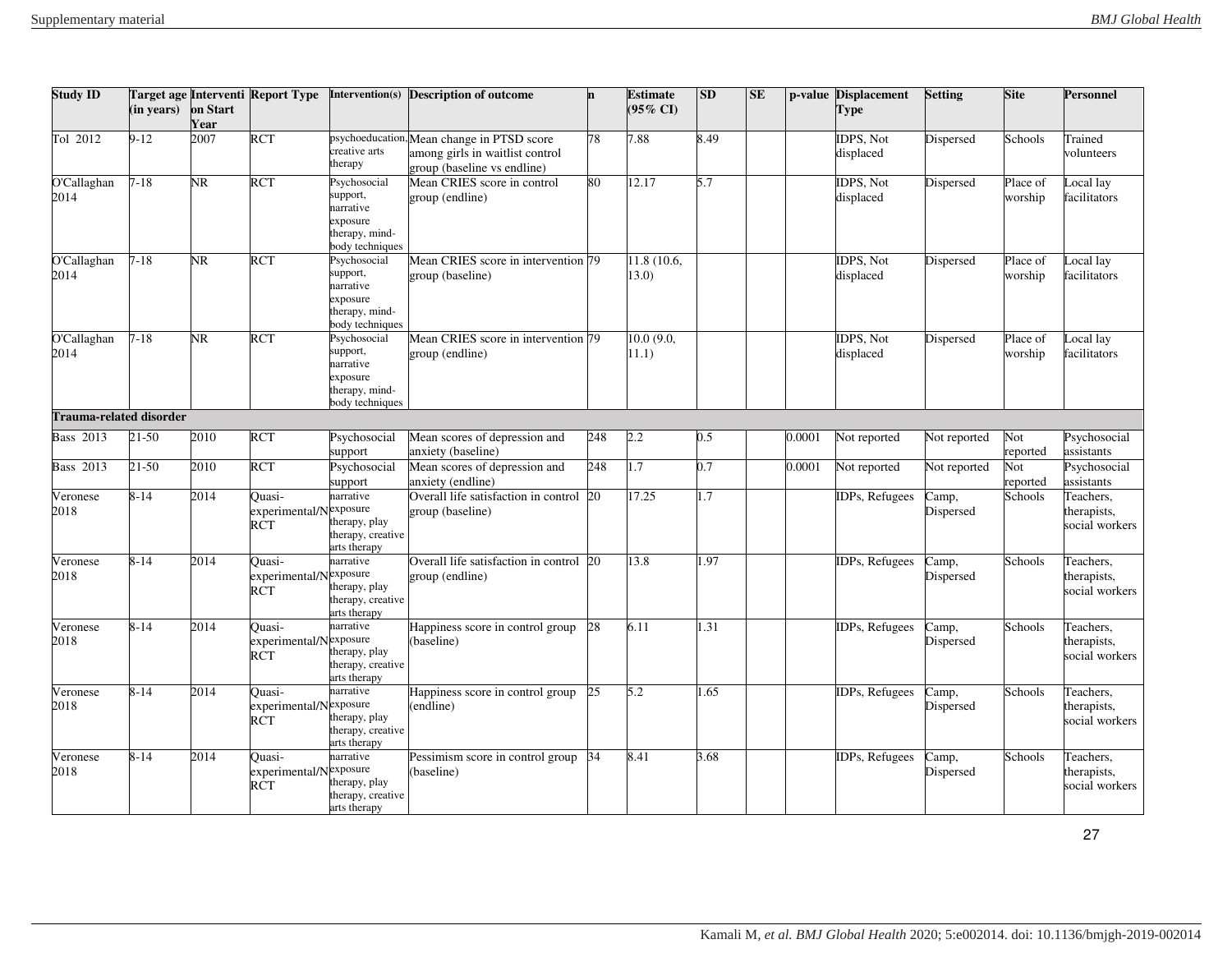| Study ID | Target age (in years) | Intervention Start Year | Report Type | Intervention(s) | Description of outcome | n | Estimate (95% CI) | SD | SE | p-value | Displacement Type | Setting | Site | Personnel |
|---|---|---|---|---|---|---|---|---|---|---|---|---|---|---|
| Tol 2012 | 9-12 | 2007 | RCT | psychoeducation, creative arts therapy | Mean change in PTSD score among girls in waitlist control group (baseline vs endline) | 78 | 7.88 | 8.49 | | | IDPS, Not displaced | Dispersed | Schools | Trained volunteers |
| O'Callaghan 2014 | 7-18 | NR | RCT | Psychosocial support, narrative exposure therapy, mind-body techniques | Mean CRIES score in control group (endline) | 80 | 12.17 | 5.7 | | | IDPS, Not displaced | Dispersed | Place of worship | Local lay facilitators |
| O'Callaghan 2014 | 7-18 | NR | RCT | Psychosocial support, narrative exposure therapy, mind-body techniques | Mean CRIES score in intervention group (baseline) | 79 | 11.8 (10.6, 13.0) | | | | IDPS, Not displaced | Dispersed | Place of worship | Local lay facilitators |
| O'Callaghan 2014 | 7-18 | NR | RCT | Psychosocial support, narrative exposure therapy, mind-body techniques | Mean CRIES score in intervention group (endline) | 79 | 10.0 (9.0, 11.1) | | | | IDPS, Not displaced | Dispersed | Place of worship | Local lay facilitators |
| **Trauma-related disorder** | | | | | | | | | | | | | | |
| Bass 2013 | 21-50 | 2010 | RCT | Psychosocial support | Mean scores of depression and anxiety (baseline) | 248 | 2.2 | 0.5 | | 0.0001 | Not reported | Not reported | Not reported | Psychosocial assistants |
| Bass 2013 | 21-50 | 2010 | RCT | Psychosocial support | Mean scores of depression and anxiety (endline) | 248 | 1.7 | 0.7 | | 0.0001 | Not reported | Not reported | Not reported | Psychosocial assistants |
| Veronese 2018 | 8-14 | 2014 | Quasi-experimental/NRCT | narrative exposure therapy, play therapy, creative arts therapy | Overall life satisfaction in control group (baseline) | 20 | 17.25 | 1.7 | | | IDPs, Refugees | Camp, Dispersed | Schools | Teachers, therapists, social workers |
| Veronese 2018 | 8-14 | 2014 | Quasi-experimental/NRCT | narrative exposure therapy, play therapy, creative arts therapy | Overall life satisfaction in control group (endline) | 20 | 13.8 | 1.97 | | | IDPs, Refugees | Camp, Dispersed | Schools | Teachers, therapists, social workers |
| Veronese 2018 | 8-14 | 2014 | Quasi-experimental/NRCT | narrative exposure therapy, play therapy, creative arts therapy | Happiness score in control group (baseline) | 28 | 6.11 | 1.31 | | | IDPs, Refugees | Camp, Dispersed | Schools | Teachers, therapists, social workers |
| Veronese 2018 | 8-14 | 2014 | Quasi-experimental/NRCT | narrative exposure therapy, play therapy, creative arts therapy | Happiness score in control group (endline) | 25 | 5.2 | 1.65 | | | IDPs, Refugees | Camp, Dispersed | Schools | Teachers, therapists, social workers |
| Veronese 2018 | 8-14 | 2014 | Quasi-experimental/NRCT | narrative exposure therapy, play therapy, creative arts therapy | Pessimism score in control group (baseline) | 34 | 8.41 | 3.68 | | | IDPs, Refugees | Camp, Dispersed | Schools | Teachers, therapists, social workers |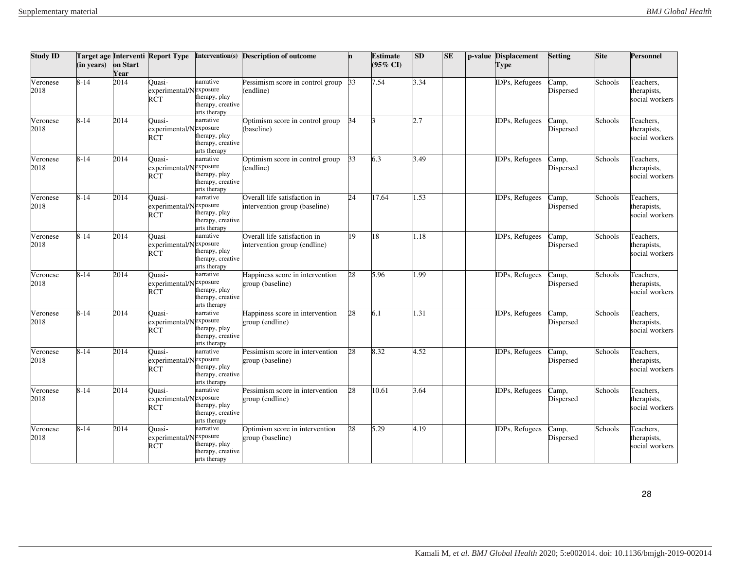| Study ID | Target age (in years) | Intervention Start Year | Report Type | Intervention(s) | Description of outcome | n | Estimate (95% CI) | SD | SE | p-value | Displacement Type | Setting | Site | Personnel |
|---|---|---|---|---|---|---|---|---|---|---|---|---|---|---|
| Veronese 2018 | 8-14 | 2014 | Quasi-experimental/NRCT | narrative exposure therapy, play therapy, creative arts therapy | Pessimism score in control group (endline) | 33 | 7.54 | 3.34 | | | IDPs, Refugees | Camp, Dispersed | Schools | Teachers, therapists, social workers |
| Veronese 2018 | 8-14 | 2014 | Quasi-experimental/NRCT | narrative exposure therapy, play therapy, creative arts therapy | Optimism score in control group (baseline) | 34 | 3 | 2.7 | | | IDPs, Refugees | Camp, Dispersed | Schools | Teachers, therapists, social workers |
| Veronese 2018 | 8-14 | 2014 | Quasi-experimental/NRCT | narrative exposure therapy, play therapy, creative arts therapy | Optimism score in control group (endline) | 33 | 6.3 | 3.49 | | | IDPs, Refugees | Camp, Dispersed | Schools | Teachers, therapists, social workers |
| Veronese 2018 | 8-14 | 2014 | Quasi-experimental/NRCT | narrative exposure therapy, play therapy, creative arts therapy | Overall life satisfaction in intervention group (baseline) | 24 | 17.64 | 1.53 | | | IDPs, Refugees | Camp, Dispersed | Schools | Teachers, therapists, social workers |
| Veronese 2018 | 8-14 | 2014 | Quasi-experimental/NRCT | narrative exposure therapy, play therapy, creative arts therapy | Overall life satisfaction in intervention group (endline) | 19 | 18 | 1.18 | | | IDPs, Refugees | Camp, Dispersed | Schools | Teachers, therapists, social workers |
| Veronese 2018 | 8-14 | 2014 | Quasi-experimental/NRCT | narrative exposure therapy, play therapy, creative arts therapy | Happiness score in intervention group (baseline) | 28 | 5.96 | 1.99 | | | IDPs, Refugees | Camp, Dispersed | Schools | Teachers, therapists, social workers |
| Veronese 2018 | 8-14 | 2014 | Quasi-experimental/NRCT | narrative exposure therapy, play therapy, creative arts therapy | Happiness score in intervention group (endline) | 28 | 6.1 | 1.31 | | | IDPs, Refugees | Camp, Dispersed | Schools | Teachers, therapists, social workers |
| Veronese 2018 | 8-14 | 2014 | Quasi-experimental/NRCT | narrative exposure therapy, play therapy, creative arts therapy | Pessimism score in intervention group (baseline) | 28 | 8.32 | 4.52 | | | IDPs, Refugees | Camp, Dispersed | Schools | Teachers, therapists, social workers |
| Veronese 2018 | 8-14 | 2014 | Quasi-experimental/NRCT | narrative exposure therapy, play therapy, creative arts therapy | Pessimism score in intervention group (endline) | 28 | 10.61 | 3.64 | | | IDPs, Refugees | Camp, Dispersed | Schools | Teachers, therapists, social workers |
| Veronese 2018 | 8-14 | 2014 | Quasi-experimental/NRCT | narrative exposure therapy, play therapy, creative arts therapy | Optimism score in intervention group (baseline) | 28 | 5.29 | 4.19 | | | IDPs, Refugees | Camp, Dispersed | Schools | Teachers, therapists, social workers |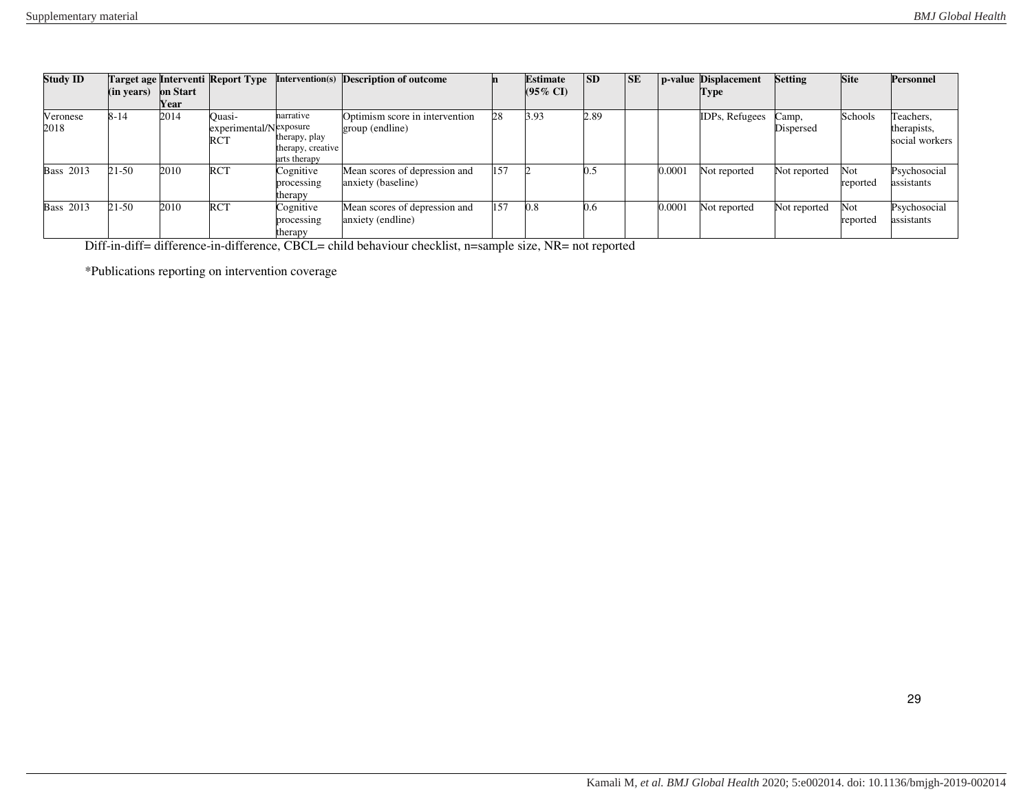| Study ID | Target age (in years) | Intervention Start Year | Report Type | Intervention(s) | Description of outcome | n | Estimate (95% CI) | SD | SE | p-value | Displacement Type | Setting | Site | Personnel |
|---|---|---|---|---|---|---|---|---|---|---|---|---|---|---|
| Veronese 2018 | 8-14 | 2014 | Quasi-experimental/NRCT | narrative exposure therapy, play therapy, creative arts therapy | Optimism score in intervention group (endline) | 28 | 3.93 | 2.89 | | | IDPs, Refugees | Camp, Dispersed | Schools | Teachers, therapists, social workers |
| Bass 2013 | 21-50 | 2010 | RCT | Cognitive processing therapy | Mean scores of depression and anxiety (baseline) | 157 | 2 | 0.5 | | 0.0001 | Not reported | Not reported | Not reported | Psychosocial assistants |
| Bass 2013 | 21-50 | 2010 | RCT | Cognitive processing therapy | Mean scores of depression and anxiety (endline) | 157 | 0.8 | 0.6 | | 0.0001 | Not reported | Not reported | Not reported | Psychosocial assistants |

Diff-in-diff= difference-in-difference, CBCL= child behaviour checklist, n=sample size, NR= not reported

*Publications reporting on intervention coverage